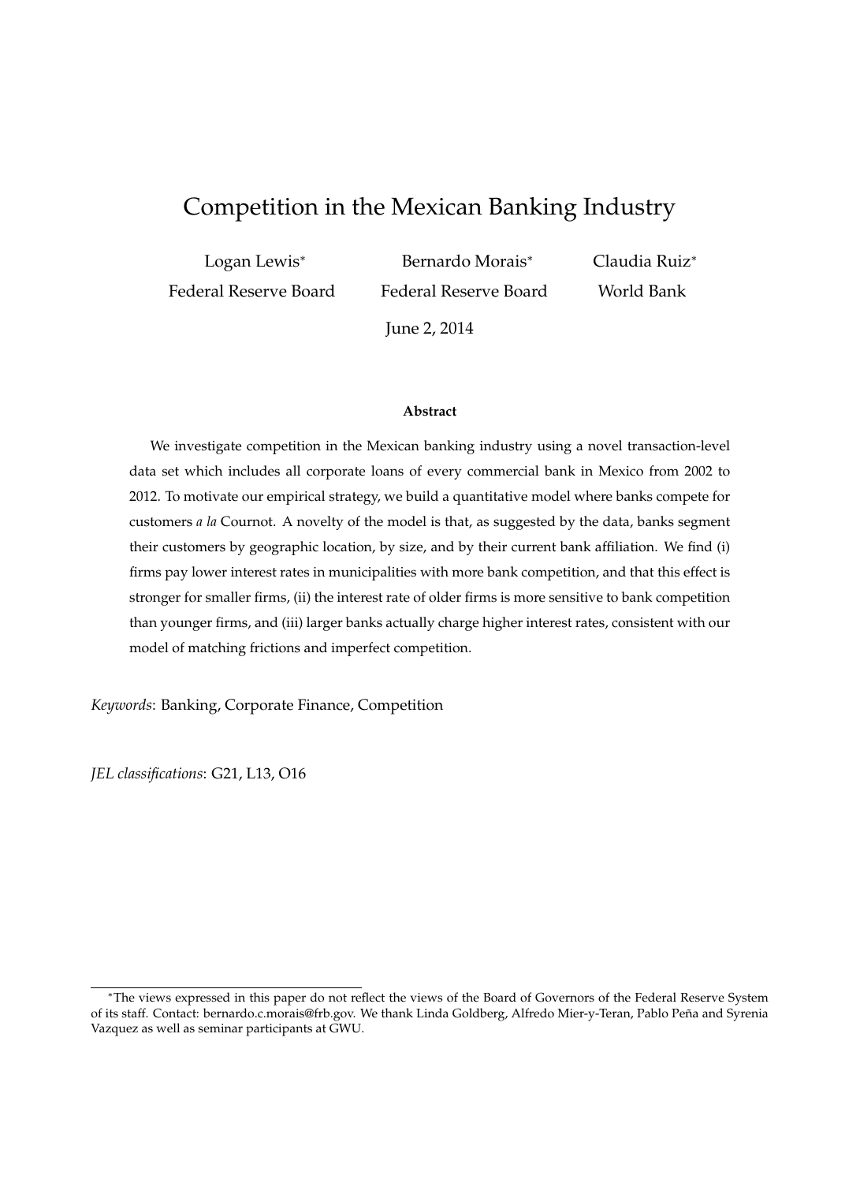# Competition in the Mexican Banking Industry

Logan Lewis* — Federal Reserve Board

Bernardo Morais* — Federal Reserve Board

Claudia Ruiz* — World Bank

June 2, 2014

**Abstract**

We investigate competition in the Mexican banking industry using a novel transaction-level data set which includes all corporate loans of every commercial bank in Mexico from 2002 to 2012. To motivate our empirical strategy, we build a quantitative model where banks compete for customers *a la* Cournot. A novelty of the model is that, as suggested by the data, banks segment their customers by geographic location, by size, and by their current bank affiliation. We find (i) firms pay lower interest rates in municipalities with more bank competition, and that this effect is stronger for smaller firms, (ii) the interest rate of older firms is more sensitive to bank competition than younger firms, and (iii) larger banks actually charge higher interest rates, consistent with our model of matching frictions and imperfect competition.

*Keywords*: Banking, Corporate Finance, Competition

*JEL classifications*: G21, L13, O16

---

*The views expressed in this paper do not reflect the views of the Board of Governors of the Federal Reserve System of its staff. Contact: bernardo.c.morais@frb.gov. We thank Linda Goldberg, Alfredo Mier-y-Teran, Pablo Peña and Syrenia Vazquez as well as seminar participants at GWU.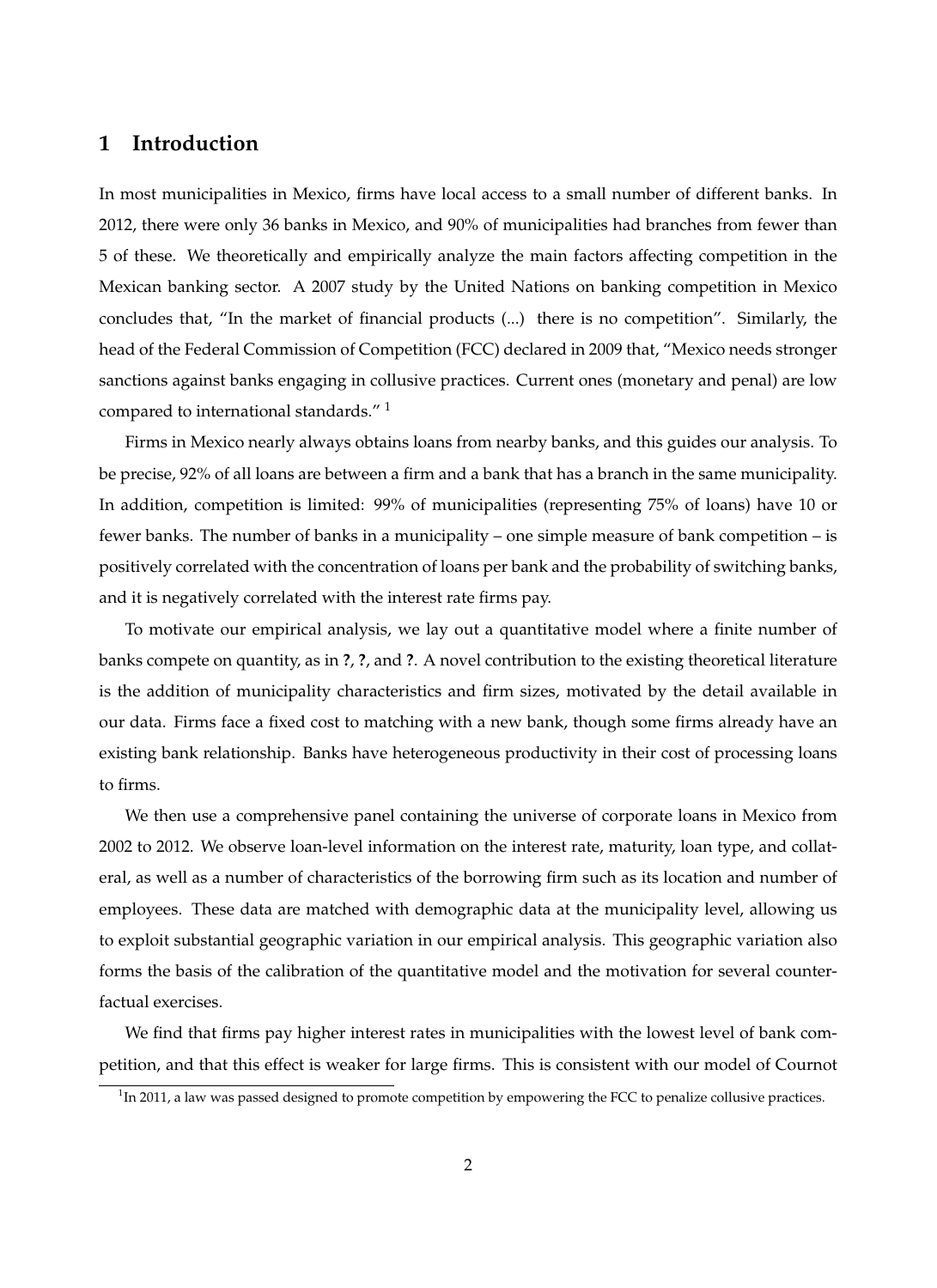# 1 Introduction

In most municipalities in Mexico, firms have local access to a small number of different banks. In 2012, there were only 36 banks in Mexico, and 90% of municipalities had branches from fewer than 5 of these. We theoretically and empirically analyze the main factors affecting competition in the Mexican banking sector. A 2007 study by the United Nations on banking competition in Mexico concludes that, "In the market of financial products (...) there is no competition". Similarly, the head of the Federal Commission of Competition (FCC) declared in 2009 that, "Mexico needs stronger sanctions against banks engaging in collusive practices. Current ones (monetary and penal) are low compared to international standards." [1]

Firms in Mexico nearly always obtains loans from nearby banks, and this guides our analysis. To be precise, 92% of all loans are between a firm and a bank that has a branch in the same municipality. In addition, competition is limited: 99% of municipalities (representing 75% of loans) have 10 or fewer banks. The number of banks in a municipality – one simple measure of bank competition – is positively correlated with the concentration of loans per bank and the probability of switching banks, and it is negatively correlated with the interest rate firms pay.

To motivate our empirical analysis, we lay out a quantitative model where a finite number of banks compete on quantity, as in **?**, **?**, and **?**. A novel contribution to the existing theoretical literature is the addition of municipality characteristics and firm sizes, motivated by the detail available in our data. Firms face a fixed cost to matching with a new bank, though some firms already have an existing bank relationship. Banks have heterogeneous productivity in their cost of processing loans to firms.

We then use a comprehensive panel containing the universe of corporate loans in Mexico from 2002 to 2012. We observe loan-level information on the interest rate, maturity, loan type, and collateral, as well as a number of characteristics of the borrowing firm such as its location and number of employees. These data are matched with demographic data at the municipality level, allowing us to exploit substantial geographic variation in our empirical analysis. This geographic variation also forms the basis of the calibration of the quantitative model and the motivation for several counterfactual exercises.

We find that firms pay higher interest rates in municipalities with the lowest level of bank competition, and that this effect is weaker for large firms. This is consistent with our model of Cournot

[1] In 2011, a law was passed designed to promote competition by empowering the FCC to penalize collusive practices.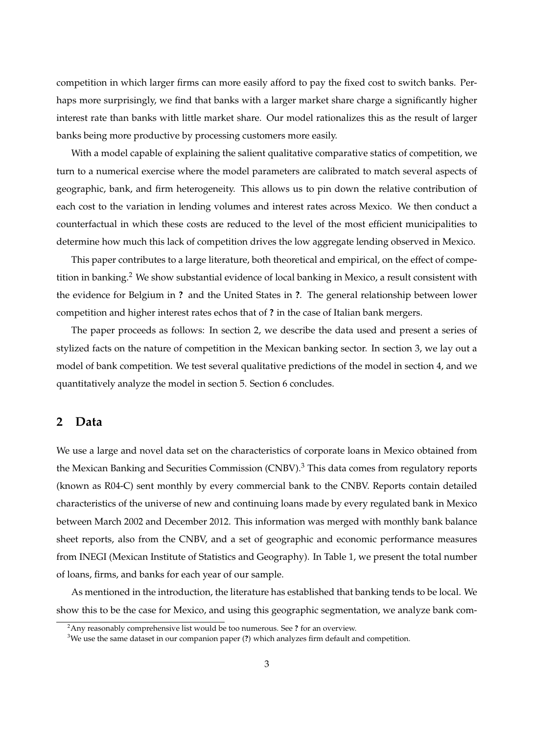competition in which larger firms can more easily afford to pay the fixed cost to switch banks. Perhaps more surprisingly, we find that banks with a larger market share charge a significantly higher interest rate than banks with little market share. Our model rationalizes this as the result of larger banks being more productive by processing customers more easily.

With a model capable of explaining the salient qualitative comparative statics of competition, we turn to a numerical exercise where the model parameters are calibrated to match several aspects of geographic, bank, and firm heterogeneity. This allows us to pin down the relative contribution of each cost to the variation in lending volumes and interest rates across Mexico. We then conduct a counterfactual in which these costs are reduced to the level of the most efficient municipalities to determine how much this lack of competition drives the low aggregate lending observed in Mexico.

This paper contributes to a large literature, both theoretical and empirical, on the effect of competition in banking.[2] We show substantial evidence of local banking in Mexico, a result consistent with the evidence for Belgium in **?** and the United States in **?**. The general relationship between lower competition and higher interest rates echos that of **?** in the case of Italian bank mergers.

The paper proceeds as follows: In section 2, we describe the data used and present a series of stylized facts on the nature of competition in the Mexican banking sector. In section 3, we lay out a model of bank competition. We test several qualitative predictions of the model in section 4, and we quantitatively analyze the model in section 5. Section 6 concludes.

## 2 Data

We use a large and novel data set on the characteristics of corporate loans in Mexico obtained from the Mexican Banking and Securities Commission (CNBV).[3] This data comes from regulatory reports (known as R04-C) sent monthly by every commercial bank to the CNBV. Reports contain detailed characteristics of the universe of new and continuing loans made by every regulated bank in Mexico between March 2002 and December 2012. This information was merged with monthly bank balance sheet reports, also from the CNBV, and a set of geographic and economic performance measures from INEGI (Mexican Institute of Statistics and Geography). In Table 1, we present the total number of loans, firms, and banks for each year of our sample.

As mentioned in the introduction, the literature has established that banking tends to be local. We show this to be the case for Mexico, and using this geographic segmentation, we analyze bank com-

---

[2] Any reasonably comprehensive list would be too numerous. See **?** for an overview.

[3] We use the same dataset in our companion paper (**?**) which analyzes firm default and competition.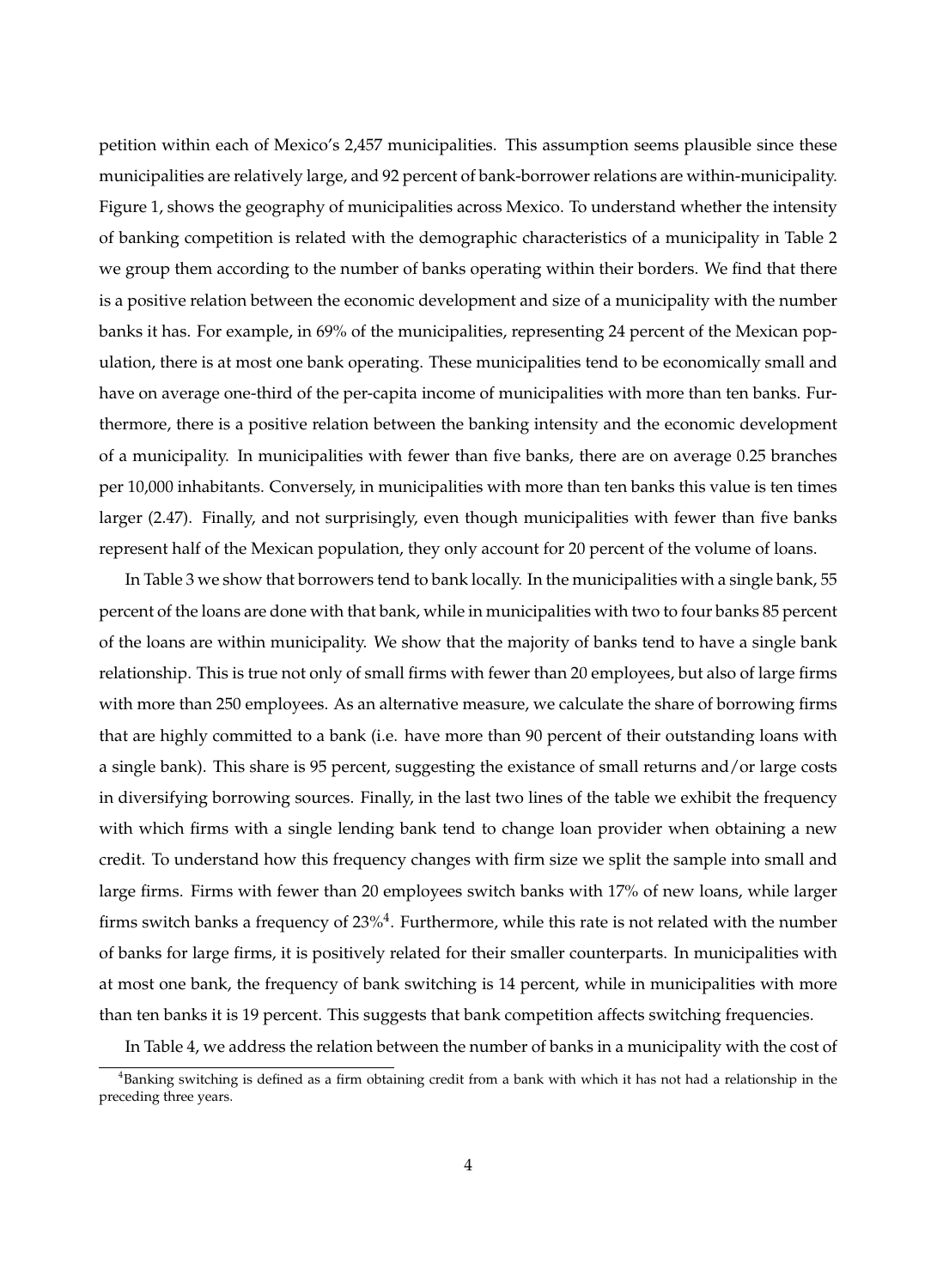petition within each of Mexico's 2,457 municipalities. This assumption seems plausible since these municipalities are relatively large, and 92 percent of bank-borrower relations are within-municipality. Figure 1, shows the geography of municipalities across Mexico. To understand whether the intensity of banking competition is related with the demographic characteristics of a municipality in Table 2 we group them according to the number of banks operating within their borders. We find that there is a positive relation between the economic development and size of a municipality with the number banks it has. For example, in 69% of the municipalities, representing 24 percent of the Mexican population, there is at most one bank operating. These municipalities tend to be economically small and have on average one-third of the per-capita income of municipalities with more than ten banks. Furthermore, there is a positive relation between the banking intensity and the economic development of a municipality. In municipalities with fewer than five banks, there are on average 0.25 branches per 10,000 inhabitants. Conversely, in municipalities with more than ten banks this value is ten times larger (2.47). Finally, and not surprisingly, even though municipalities with fewer than five banks represent half of the Mexican population, they only account for 20 percent of the volume of loans.

In Table 3 we show that borrowers tend to bank locally. In the municipalities with a single bank, 55 percent of the loans are done with that bank, while in municipalities with two to four banks 85 percent of the loans are within municipality. We show that the majority of banks tend to have a single bank relationship. This is true not only of small firms with fewer than 20 employees, but also of large firms with more than 250 employees. As an alternative measure, we calculate the share of borrowing firms that are highly committed to a bank (i.e. have more than 90 percent of their outstanding loans with a single bank). This share is 95 percent, suggesting the existance of small returns and/or large costs in diversifying borrowing sources. Finally, in the last two lines of the table we exhibit the frequency with which firms with a single lending bank tend to change loan provider when obtaining a new credit. To understand how this frequency changes with firm size we split the sample into small and large firms. Firms with fewer than 20 employees switch banks with 17% of new loans, while larger firms switch banks a frequency of 23%[4]. Furthermore, while this rate is not related with the number of banks for large firms, it is positively related for their smaller counterparts. In municipalities with at most one bank, the frequency of bank switching is 14 percent, while in municipalities with more than ten banks it is 19 percent. This suggests that bank competition affects switching frequencies.

In Table 4, we address the relation between the number of banks in a municipality with the cost of

[4]Banking switching is defined as a firm obtaining credit from a bank with which it has not had a relationship in the preceding three years.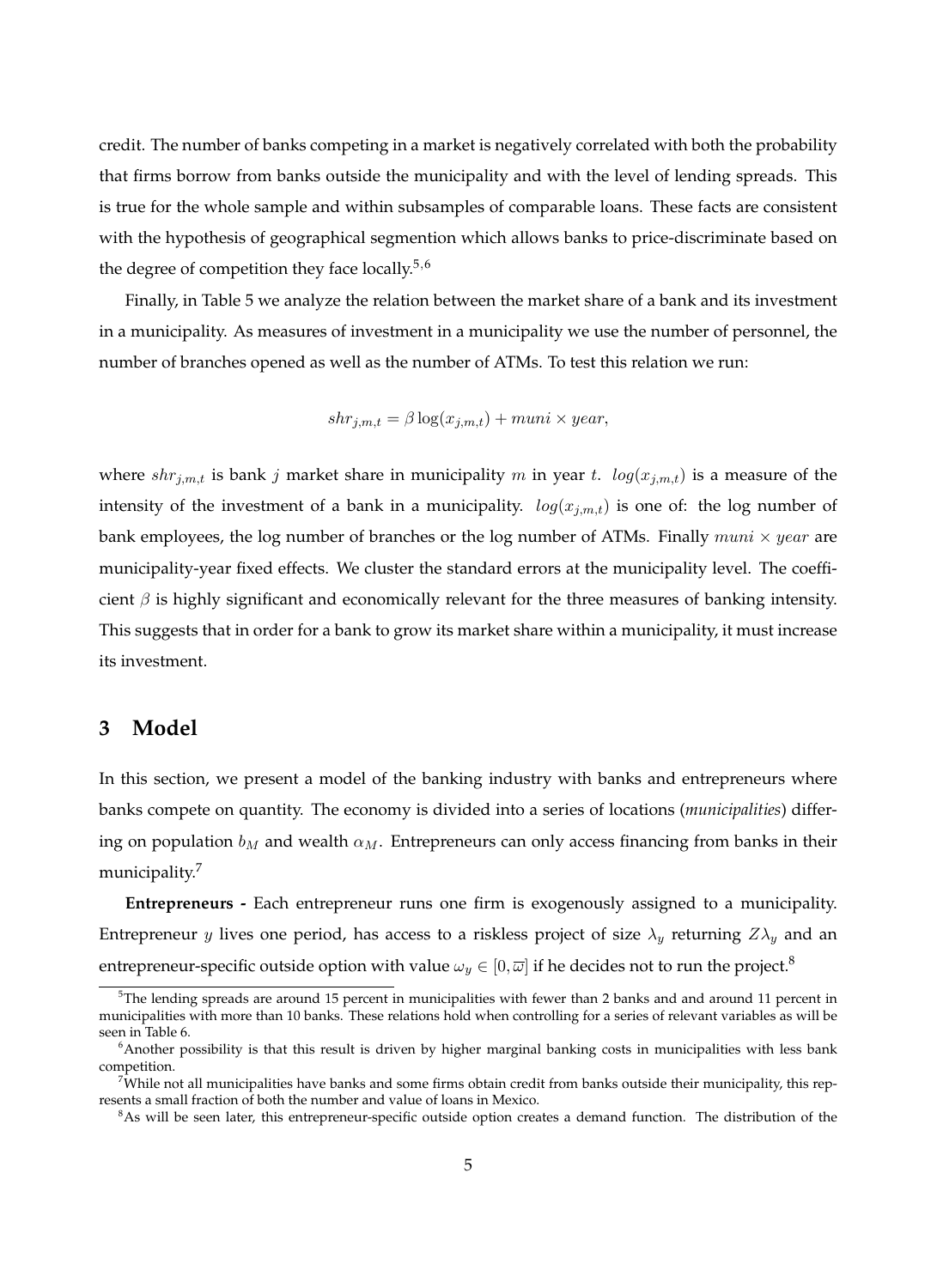credit. The number of banks competing in a market is negatively correlated with both the probability that firms borrow from banks outside the municipality and with the level of lending spreads. This is true for the whole sample and within subsamples of comparable loans. These facts are consistent with the hypothesis of geographical segmention which allows banks to price-discriminate based on the degree of competition they face locally.[5,6]

Finally, in Table 5 we analyze the relation between the market share of a bank and its investment in a municipality. As measures of investment in a municipality we use the number of personnel, the number of branches opened as well as the number of ATMs. To test this relation we run:

$$shr_{j,m,t} = \beta \log(x_{j,m,t}) + muni \times year,$$

where $shr_{j,m,t}$ is bank $j$ market share in municipality $m$ in year $t$. $log(x_{j,m,t})$ is a measure of the intensity of the investment of a bank in a municipality. $log(x_{j,m,t})$ is one of: the log number of bank employees, the log number of branches or the log number of ATMs. Finally $muni \times year$ are municipality-year fixed effects. We cluster the standard errors at the municipality level. The coefficient $\beta$ is highly significant and economically relevant for the three measures of banking intensity. This suggests that in order for a bank to grow its market share within a municipality, it must increase its investment.

## 3 Model

In this section, we present a model of the banking industry with banks and entrepreneurs where banks compete on quantity. The economy is divided into a series of locations (*municipalities*) differing on population $b_M$ and wealth $\alpha_M$. Entrepreneurs can only access financing from banks in their municipality.[7]

**Entrepreneurs -** Each entrepreneur runs one firm is exogenously assigned to a municipality. Entrepreneur $y$ lives one period, has access to a riskless project of size $\lambda_y$ returning $Z\lambda_y$ and an entrepreneur-specific outside option with value $\omega_y \in [0, \overline{\omega}]$ if he decides not to run the project.[8]

[5] The lending spreads are around 15 percent in municipalities with fewer than 2 banks and and around 11 percent in municipalities with more than 10 banks. These relations hold when controlling for a series of relevant variables as will be seen in Table 6.

[6] Another possibility is that this result is driven by higher marginal banking costs in municipalities with less bank competition.

[7] While not all municipalities have banks and some firms obtain credit from banks outside their municipality, this represents a small fraction of both the number and value of loans in Mexico.

[8] As will be seen later, this entrepreneur-specific outside option creates a demand function. The distribution of the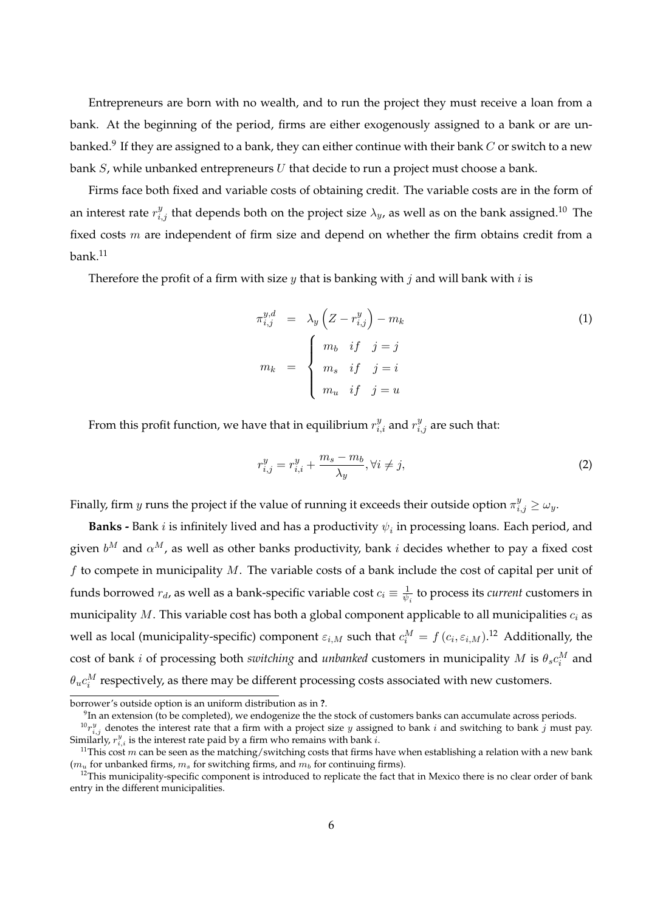Entrepreneurs are born with no wealth, and to run the project they must receive a loan from a bank. At the beginning of the period, firms are either exogenously assigned to a bank or are unbanked.[9] If they are assigned to a bank, they can either continue with their bank $C$ or switch to a new bank $S$, while unbanked entrepreneurs $U$ that decide to run a project must choose a bank.

Firms face both fixed and variable costs of obtaining credit. The variable costs are in the form of an interest rate $r^y_{i,j}$ that depends both on the project size $\lambda_y$, as well as on the bank assigned.[10] The fixed costs $m$ are independent of firm size and depend on whether the firm obtains credit from a bank.[11]

Therefore the profit of a firm with size $y$ that is banking with $j$ and will bank with $i$ is

$$\pi^{y,d}_{i,j} = \lambda_y \left( Z - r^y_{i,j} \right) - m_k \tag{1}$$

$$m_k = \begin{cases} m_b & if \quad j = j \\ m_s & if \quad j = i \\ m_u & if \quad j = u \end{cases}$$

From this profit function, we have that in equilibrium $r^y_{i,i}$ and $r^y_{i,j}$ are such that:

$$r^y_{i,j} = r^y_{i,i} + \frac{m_s - m_b}{\lambda_y}, \forall i \neq j, \tag{2}$$

Finally, firm $y$ runs the project if the value of running it exceeds their outside option $\pi^y_{i,j} \geq \omega_y$.

**Banks -** Bank $i$ is infinitely lived and has a productivity $\psi_i$ in processing loans. Each period, and given $b^M$ and $\alpha^M$, as well as other banks productivity, bank $i$ decides whether to pay a fixed cost $f$ to compete in municipality $M$. The variable costs of a bank include the cost of capital per unit of funds borrowed $r_d$, as well as a bank-specific variable cost $c_i \equiv \frac{1}{\psi_i}$ to process its *current* customers in municipality $M$. This variable cost has both a global component applicable to all municipalities $c_i$ as well as local (municipality-specific) component $\varepsilon_{i,M}$ such that $c^M_i = f\left(c_i, \varepsilon_{i,M}\right)$.[12] Additionally, the cost of bank $i$ of processing both *switching* and *unbanked* customers in municipality $M$ is $\theta_s c^M_i$ and $\theta_u c^M_i$ respectively, as there may be different processing costs associated with new customers.

---

borrower's outside option is an uniform distribution as in **?**.

[9] In an extension (to be completed), we endogenize the the stock of customers banks can accumulate across periods.

[10] $r^y_{i,j}$ denotes the interest rate that a firm with a project size $y$ assigned to bank $i$ and switching to bank $j$ must pay. Similarly, $r^y_{i,i}$ is the interest rate paid by a firm who remains with bank $i$.

[11] This cost $m$ can be seen as the matching/switching costs that firms have when establishing a relation with a new bank ($m_u$ for unbanked firms, $m_s$ for switching firms, and $m_b$ for continuing firms).

[12] This municipality-specific component is introduced to replicate the fact that in Mexico there is no clear order of bank entry in the different municipalities.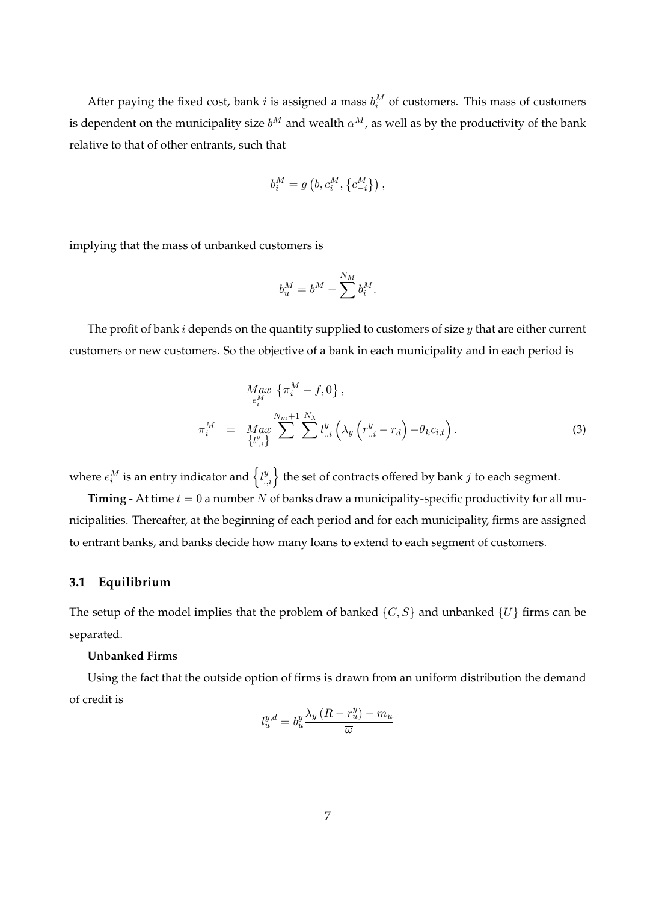After paying the fixed cost, bank $i$ is assigned a mass $b_i^M$ of customers. This mass of customers is dependent on the municipality size $b^M$ and wealth $\alpha^M$, as well as by the productivity of the bank relative to that of other entrants, such that

$$b_i^M = g\left(b, c_i^M, \left\{c_{-i}^M\right\}\right),$$

implying that the mass of unbanked customers is

$$b_u^M = b^M - \sum^{N_M} b_i^M.$$

The profit of bank $i$ depends on the quantity supplied to customers of size $y$ that are either current customers or new customers. So the objective of a bank in each municipality and in each period is

$$\begin{aligned} & \underset{e_i^M}{Max} \; \left\{\pi_i^M - f, 0\right\}, \\ \pi_i^M \;\; = \;\; & \underset{\left\{l_{.,i}^y\right\}}{Max} \sum^{N_m+1} \sum^{N_\lambda} l_{.,i}^y \left(\lambda_y \left(r_{.,i}^y - r_d\right) - \theta_k c_{i,t}\right). \end{aligned} \tag{3}$$

where $e_i^M$ is an entry indicator and $\left\{l_{.,i}^y\right\}$ the set of contracts offered by bank $j$ to each segment.

**Timing -** At time $t = 0$ a number $N$ of banks draw a municipality-specific productivity for all municipalities. Thereafter, at the beginning of each period and for each municipality, firms are assigned to entrant banks, and banks decide how many loans to extend to each segment of customers.

### 3.1 Equilibrium

The setup of the model implies that the problem of banked $\{C, S\}$ and unbanked $\{U\}$ firms can be separated.

**Unbanked Firms**

Using the fact that the outside option of firms is drawn from an uniform distribution the demand of credit is

$$l_u^{y,d} = b_u^y \frac{\lambda_y \left(R - r_u^y\right) - m_u}{\overline{\omega}}$$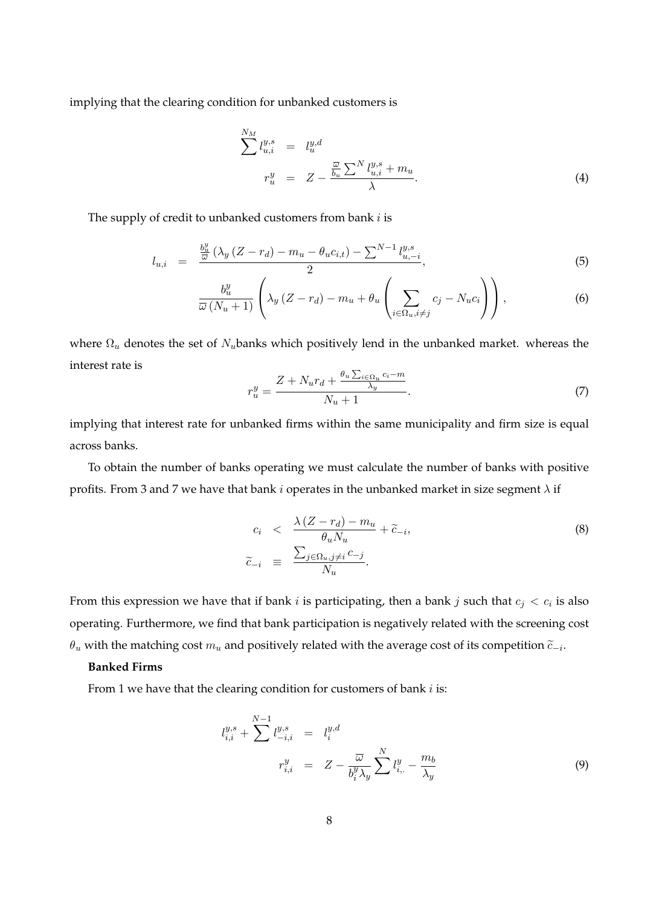implying that the clearing condition for unbanked customers is

$$
\begin{aligned}
\sum^{N_M} l_{u,i}^{y,s} &= l_u^{y,d} \\
r_u^y &= Z - \frac{\frac{\overline{\omega}}{b_u} \sum^N l_{u,i}^{y,s} + m_u}{\lambda}.
\end{aligned} \tag{4}
$$

The supply of credit to unbanked customers from bank $i$ is

$$
\begin{aligned}
l_{u,i} &= \frac{\frac{b_u^y}{\overline{\omega}} \left(\lambda_y \left(Z - r_d\right) - m_u - \theta_u c_{i,t}\right) - \sum^{N-1} l_{u,-i}^{y,s}}{2}, \qquad (5) \\
& \frac{b_u^y}{\overline{\omega}\left(N_u + 1\right)} \left(\lambda_y \left(Z - r_d\right) - m_u + \theta_u \left(\sum_{i \in \Omega_u, i \neq j} c_j - N_u c_i\right)\right), \qquad (6)
\end{aligned}
$$

where $\Omega_u$ denotes the set of $N_u$banks which positively lend in the unbanked market. whereas the interest rate is

$$
r_u^y = \frac{Z + N_u r_d + \frac{\theta_u \sum_{i \in \Omega_u} c_i - m}{\lambda_y}}{N_u + 1}. \tag{7}
$$

implying that interest rate for unbanked firms within the same municipality and firm size is equal across banks.

To obtain the number of banks operating we must calculate the number of banks with positive profits. From 3 and 7 we have that bank $i$ operates in the unbanked market in size segment $\lambda$ if

$$
\begin{aligned}
c_i &< \frac{\lambda \left(Z - r_d\right) - m_u}{\theta_u N_u} + \widetilde{c}_{-i}, \\
\widetilde{c}_{-i} &\equiv \frac{\sum_{j \in \Omega_u, j \neq i} c_{-j}}{N_u}.
\end{aligned} \tag{8}
$$

From this expression we have that if bank $i$ is participating, then a bank $j$ such that $c_j < c_i$ is also operating. Furthermore, we find that bank participation is negatively related with the screening cost $\theta_u$ with the matching cost $m_u$ and positively related with the average cost of its competition $\widetilde{c}_{-i}$.

**Banked Firms**

From 1 we have that the clearing condition for customers of bank $i$ is:

$$
\begin{aligned}
l_{i,i}^{y,s} + \sum^{N-1} l_{-i,i}^{y,s} &= l_i^{y,d} \\
r_{i,i}^y &= Z - \frac{\overline{\omega}}{b_i^y \lambda_y} \sum^N l_{i,\cdot}^y - \frac{m_b}{\lambda_y}
\end{aligned} \tag{9}
$$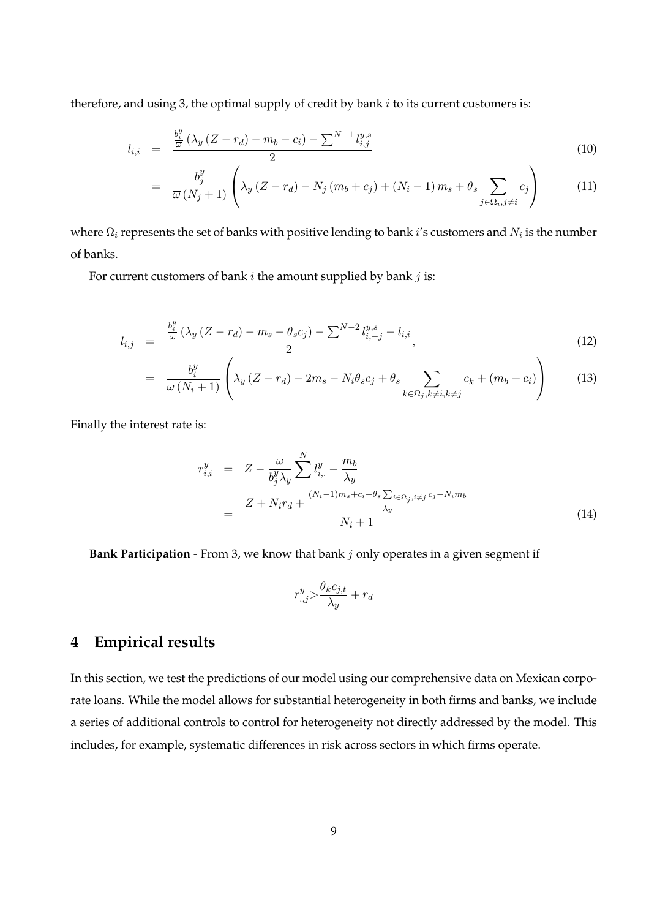therefore, and using 3, the optimal supply of credit by bank $i$ to its current customers is:

$$
\begin{aligned}
l_{i,i} &= \frac{\frac{b_i^y}{\overline{\omega}}\left(\lambda_y\left(Z-r_d\right)-m_b-c_i\right)-\sum^{N-1} l_{i,j}^{y,s}}{2} &(10)\\
&= \frac{b_j^y}{\overline{\omega}\left(N_j+1\right)}\left(\lambda_y\left(Z-r_d\right)-N_j\left(m_b+c_j\right)+\left(N_i-1\right)m_s+\theta_s\sum_{j\in\Omega_i,j\neq i}c_j\right) &(11)
\end{aligned}
$$

where $\Omega_i$ represents the set of banks with positive lending to bank $i$'s customers and $N_i$ is the number of banks.

For current customers of bank $i$ the amount supplied by bank $j$ is:

$$
\begin{aligned}
l_{i,j} &= \frac{\frac{b_i^y}{\overline{\omega}}\left(\lambda_y\left(Z-r_d\right)-m_s-\theta_s c_j\right)-\sum^{N-2} l_{i,-j}^{y,s}-l_{i,i}}{2}, &(12)\\
&= \frac{b_i^y}{\overline{\omega}\left(N_i+1\right)}\left(\lambda_y\left(Z-r_d\right)-2m_s-N_i\theta_s c_j+\theta_s\sum_{k\in\Omega_j,k\neq i,k\neq j}c_k+\left(m_b+c_i\right)\right) &(13)
\end{aligned}
$$

Finally the interest rate is:

$$
\begin{aligned}
r_{i,i}^y &= Z-\frac{\overline{\omega}}{b_j^y\lambda_y}\sum^N l_{i,\cdot}^y-\frac{m_b}{\lambda_y}\\
&= \frac{Z+N_i r_d+\frac{(N_i-1)m_s+c_i+\theta_s\sum_{i\in\Omega_j,i\neq j}c_j-N_i m_b}{\lambda_y}}{N_i+1} &(14)
\end{aligned}
$$

**Bank Participation** - From 3, we know that bank $j$ only operates in a given segment if

$$
r_{\cdot,j}^y > \frac{\theta_k c_{j,t}}{\lambda_y}+r_d
$$

## 4 Empirical results

In this section, we test the predictions of our model using our comprehensive data on Mexican corporate loans. While the model allows for substantial heterogeneity in both firms and banks, we include a series of additional controls to control for heterogeneity not directly addressed by the model. This includes, for example, systematic differences in risk across sectors in which firms operate.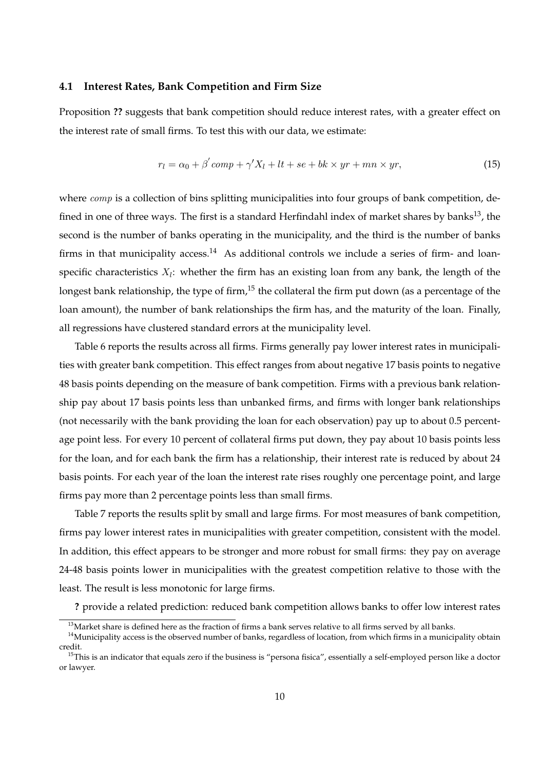### 4.1 Interest Rates, Bank Competition and Firm Size

Proposition **??** suggests that bank competition should reduce interest rates, with a greater effect on the interest rate of small firms. To test this with our data, we estimate:

$$r_l = \alpha_0 + \beta^{'} comp + \gamma' X_l + lt + se + bk \times yr + mn \times yr, \tag{15}$$

where $comp$ is a collection of bins splitting municipalities into four groups of bank competition, defined in one of three ways. The first is a standard Herfindahl index of market shares by banks[13], the second is the number of banks operating in the municipality, and the third is the number of banks firms in that municipality access.[14] As additional controls we include a series of firm- and loan-specific characteristics $X_l$: whether the firm has an existing loan from any bank, the length of the longest bank relationship, the type of firm,[15] the collateral the firm put down (as a percentage of the loan amount), the number of bank relationships the firm has, and the maturity of the loan. Finally, all regressions have clustered standard errors at the municipality level.

Table 6 reports the results across all firms. Firms generally pay lower interest rates in municipalities with greater bank competition. This effect ranges from about negative 17 basis points to negative 48 basis points depending on the measure of bank competition. Firms with a previous bank relationship pay about 17 basis points less than unbanked firms, and firms with longer bank relationships (not necessarily with the bank providing the loan for each observation) pay up to about 0.5 percentage point less. For every 10 percent of collateral firms put down, they pay about 10 basis points less for the loan, and for each bank the firm has a relationship, their interest rate is reduced by about 24 basis points. For each year of the loan the interest rate rises roughly one percentage point, and large firms pay more than 2 percentage points less than small firms.

Table 7 reports the results split by small and large firms. For most measures of bank competition, firms pay lower interest rates in municipalities with greater competition, consistent with the model. In addition, this effect appears to be stronger and more robust for small firms: they pay on average 24-48 basis points lower in municipalities with the greatest competition relative to those with the least. The result is less monotonic for large firms.

**?** provide a related prediction: reduced bank competition allows banks to offer low interest rates

[13] Market share is defined here as the fraction of firms a bank serves relative to all firms served by all banks.

[14] Municipality access is the observed number of banks, regardless of location, from which firms in a municipality obtain credit.

[15] This is an indicator that equals zero if the business is "persona fisica", essentially a self-employed person like a doctor or lawyer.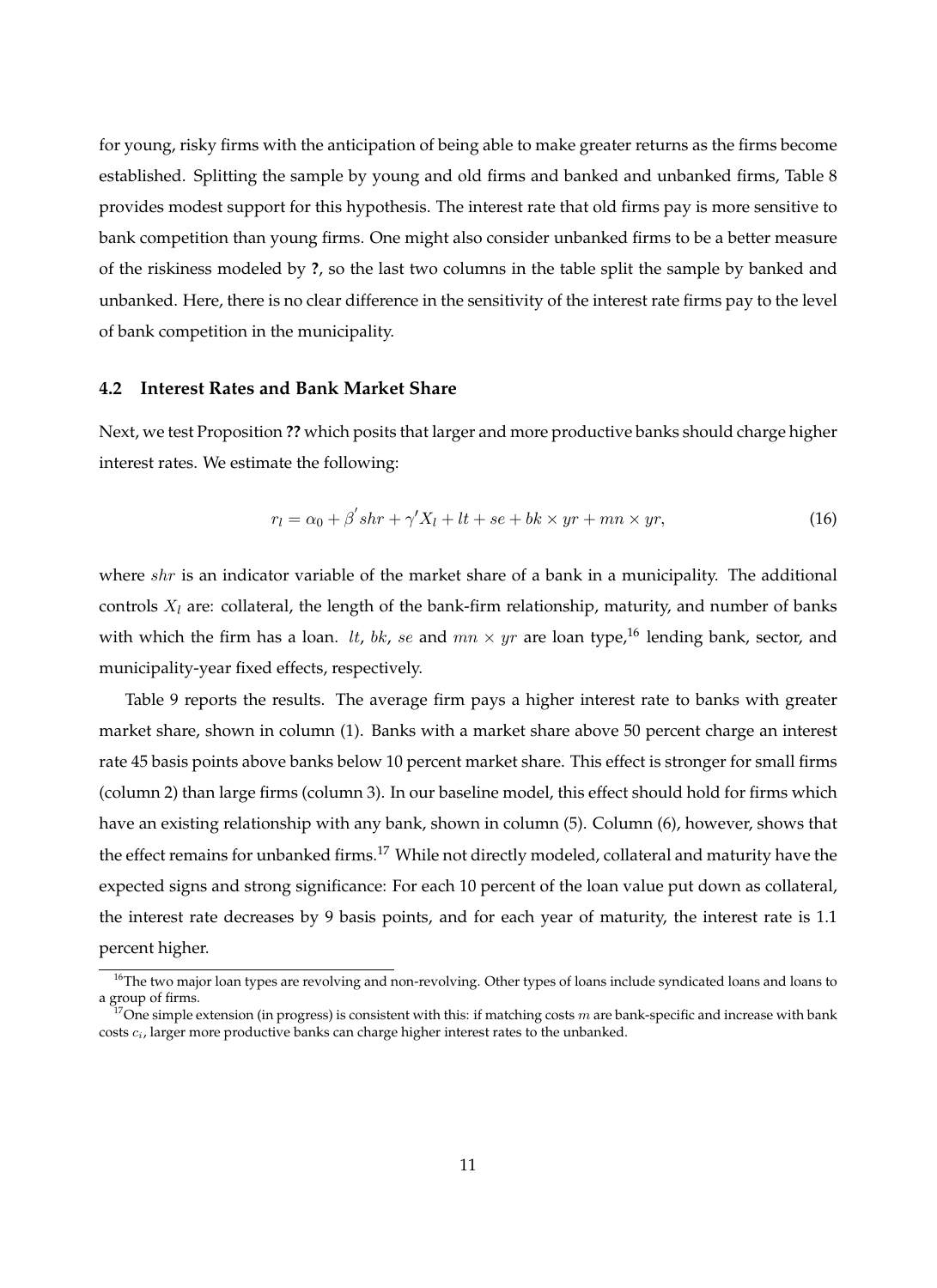for young, risky firms with the anticipation of being able to make greater returns as the firms become established. Splitting the sample by young and old firms and banked and unbanked firms, Table 8 provides modest support for this hypothesis. The interest rate that old firms pay is more sensitive to bank competition than young firms. One might also consider unbanked firms to be a better measure of the riskiness modeled by **?**, so the last two columns in the table split the sample by banked and unbanked. Here, there is no clear difference in the sensitivity of the interest rate firms pay to the level of bank competition in the municipality.

### 4.2 Interest Rates and Bank Market Share

Next, we test Proposition **??** which posits that larger and more productive banks should charge higher interest rates. We estimate the following:

$$r_l = \alpha_0 + \beta^{'} shr + \gamma' X_l + lt + se + bk \times yr + mn \times yr, \tag{16}$$

where $shr$ is an indicator variable of the market share of a bank in a municipality. The additional controls $X_l$ are: collateral, the length of the bank-firm relationship, maturity, and number of banks with which the firm has a loan. $lt$, $bk$, $se$ and $mn \times yr$ are loan type,[16] lending bank, sector, and municipality-year fixed effects, respectively.

Table 9 reports the results. The average firm pays a higher interest rate to banks with greater market share, shown in column (1). Banks with a market share above 50 percent charge an interest rate 45 basis points above banks below 10 percent market share. This effect is stronger for small firms (column 2) than large firms (column 3). In our baseline model, this effect should hold for firms which have an existing relationship with any bank, shown in column (5). Column (6), however, shows that the effect remains for unbanked firms.[17] While not directly modeled, collateral and maturity have the expected signs and strong significance: For each 10 percent of the loan value put down as collateral, the interest rate decreases by 9 basis points, and for each year of maturity, the interest rate is 1.1 percent higher.

---

[16] The two major loan types are revolving and non-revolving. Other types of loans include syndicated loans and loans to a group of firms.

[17] One simple extension (in progress) is consistent with this: if matching costs $m$ are bank-specific and increase with bank costs $c_i$, larger more productive banks can charge higher interest rates to the unbanked.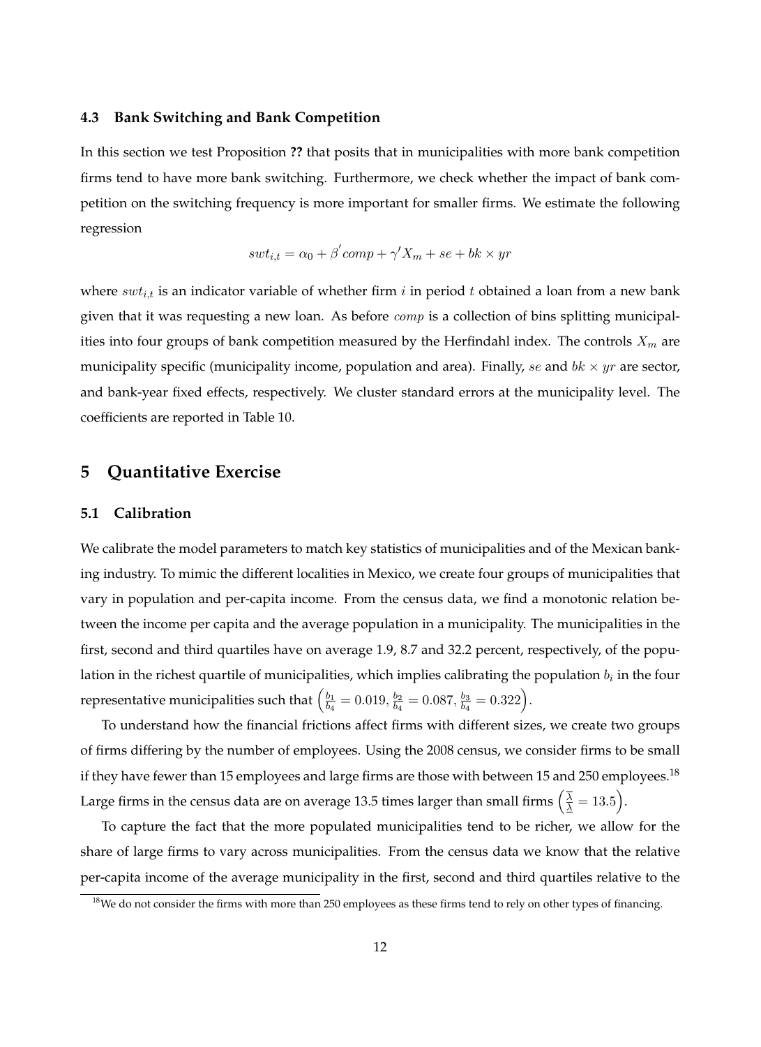### 4.3 Bank Switching and Bank Competition

In this section we test Proposition **??** that posits that in municipalities with more bank competition firms tend to have more bank switching. Furthermore, we check whether the impact of bank competition on the switching frequency is more important for smaller firms. We estimate the following regression

$$swt_{i,t} = \alpha_0 + \beta^{'} comp + \gamma' X_m + se + bk \times yr$$

where $swt_{i,t}$ is an indicator variable of whether firm $i$ in period $t$ obtained a loan from a new bank given that it was requesting a new loan. As before $comp$ is a collection of bins splitting municipalities into four groups of bank competition measured by the Herfindahl index. The controls $X_m$ are municipality specific (municipality income, population and area). Finally, $se$ and $bk \times yr$ are sector, and bank-year fixed effects, respectively. We cluster standard errors at the municipality level. The coefficients are reported in Table 10.

## 5 Quantitative Exercise

### 5.1 Calibration

We calibrate the model parameters to match key statistics of municipalities and of the Mexican banking industry. To mimic the different localities in Mexico, we create four groups of municipalities that vary in population and per-capita income. From the census data, we find a monotonic relation between the income per capita and the average population in a municipality. The municipalities in the first, second and third quartiles have on average 1.9, 8.7 and 32.2 percent, respectively, of the population in the richest quartile of municipalities, which implies calibrating the population $b_i$ in the four representative municipalities such that $\left(\frac{b_1}{b_4} = 0.019, \frac{b_2}{b_4} = 0.087, \frac{b_3}{b_4} = 0.322\right)$.

To understand how the financial frictions affect firms with different sizes, we create two groups of firms differing by the number of employees. Using the 2008 census, we consider firms to be small if they have fewer than 15 employees and large firms are those with between 15 and 250 employees.[18] Large firms in the census data are on average 13.5 times larger than small firms $\left(\frac{\overline{\lambda}}{\underline{\lambda}} = 13.5\right)$.

To capture the fact that the more populated municipalities tend to be richer, we allow for the share of large firms to vary across municipalities. From the census data we know that the relative per-capita income of the average municipality in the first, second and third quartiles relative to the

[18] We do not consider the firms with more than 250 employees as these firms tend to rely on other types of financing.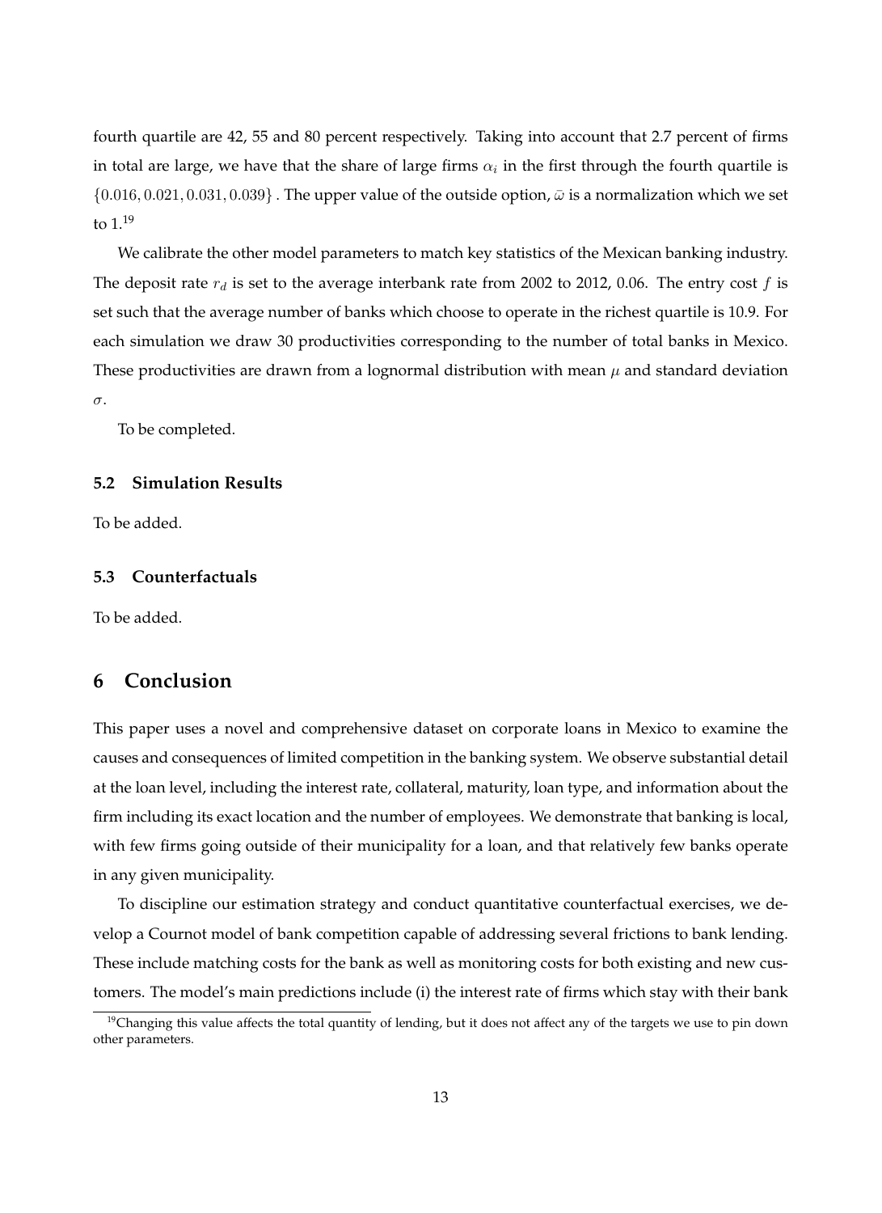fourth quartile are 42, 55 and 80 percent respectively. Taking into account that 2.7 percent of firms in total are large, we have that the share of large firms $\alpha_i$ in the first through the fourth quartile is $\{0.016, 0.021, 0.031, 0.039\}$ . The upper value of the outside option, $\bar{\omega}$ is a normalization which we set to 1.[19]

We calibrate the other model parameters to match key statistics of the Mexican banking industry. The deposit rate $r_d$ is set to the average interbank rate from 2002 to 2012, 0.06. The entry cost $f$ is set such that the average number of banks which choose to operate in the richest quartile is 10.9. For each simulation we draw 30 productivities corresponding to the number of total banks in Mexico. These productivities are drawn from a lognormal distribution with mean $\mu$ and standard deviation $\sigma$.

To be completed.

### 5.2 Simulation Results

To be added.

### 5.3 Counterfactuals

To be added.

## 6 Conclusion

This paper uses a novel and comprehensive dataset on corporate loans in Mexico to examine the causes and consequences of limited competition in the banking system. We observe substantial detail at the loan level, including the interest rate, collateral, maturity, loan type, and information about the firm including its exact location and the number of employees. We demonstrate that banking is local, with few firms going outside of their municipality for a loan, and that relatively few banks operate in any given municipality.

To discipline our estimation strategy and conduct quantitative counterfactual exercises, we develop a Cournot model of bank competition capable of addressing several frictions to bank lending. These include matching costs for the bank as well as monitoring costs for both existing and new customers. The model's main predictions include (i) the interest rate of firms which stay with their bank

[19] Changing this value affects the total quantity of lending, but it does not affect any of the targets we use to pin down other parameters.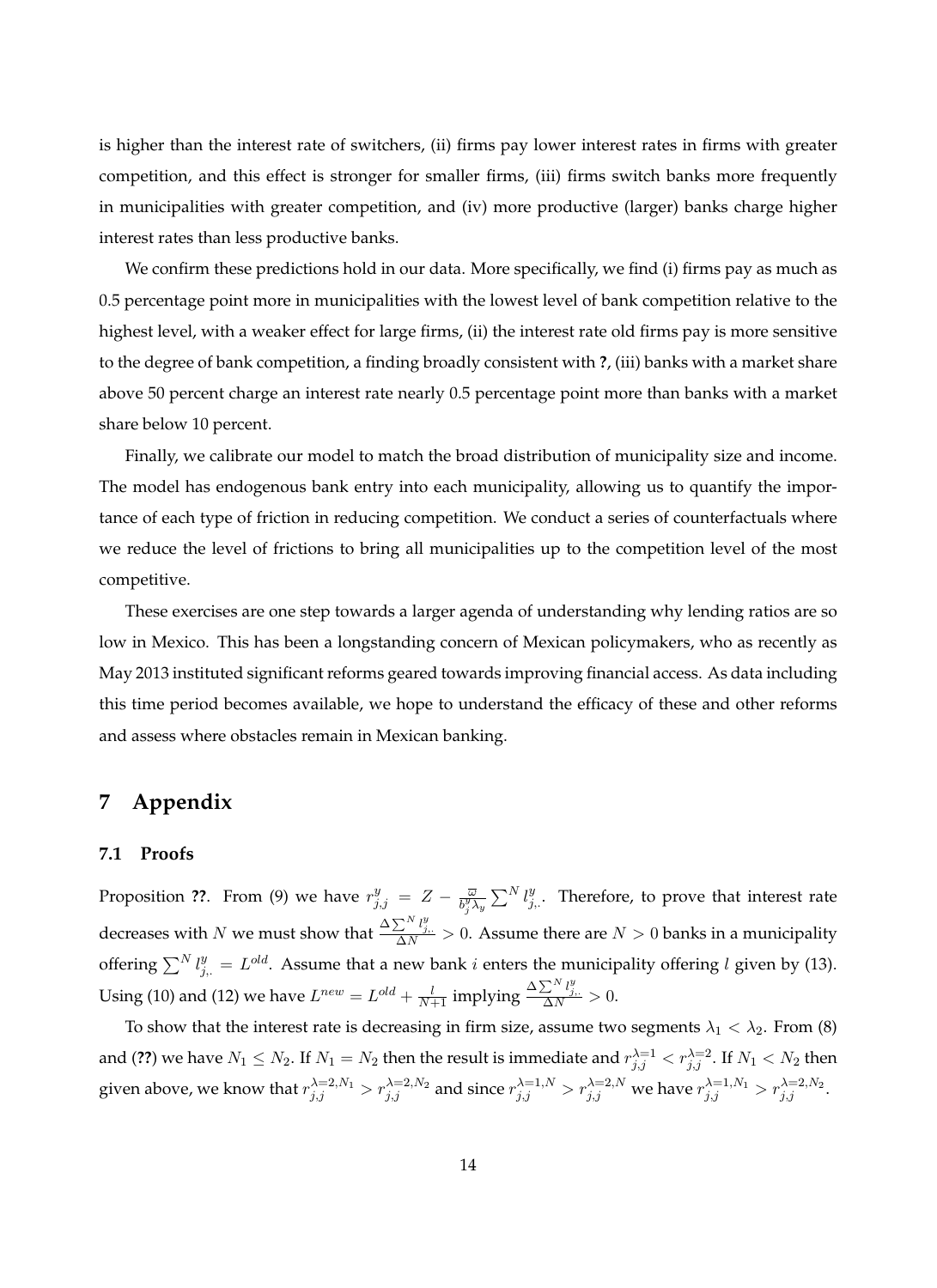is higher than the interest rate of switchers, (ii) firms pay lower interest rates in firms with greater competition, and this effect is stronger for smaller firms, (iii) firms switch banks more frequently in municipalities with greater competition, and (iv) more productive (larger) banks charge higher interest rates than less productive banks.

We confirm these predictions hold in our data. More specifically, we find (i) firms pay as much as 0.5 percentage point more in municipalities with the lowest level of bank competition relative to the highest level, with a weaker effect for large firms, (ii) the interest rate old firms pay is more sensitive to the degree of bank competition, a finding broadly consistent with **?**, (iii) banks with a market share above 50 percent charge an interest rate nearly 0.5 percentage point more than banks with a market share below 10 percent.

Finally, we calibrate our model to match the broad distribution of municipality size and income. The model has endogenous bank entry into each municipality, allowing us to quantify the importance of each type of friction in reducing competition. We conduct a series of counterfactuals where we reduce the level of frictions to bring all municipalities up to the competition level of the most competitive.

These exercises are one step towards a larger agenda of understanding why lending ratios are so low in Mexico. This has been a longstanding concern of Mexican policymakers, who as recently as May 2013 instituted significant reforms geared towards improving financial access. As data including this time period becomes available, we hope to understand the efficacy of these and other reforms and assess where obstacles remain in Mexican banking.

# 7 Appendix

## 7.1 Proofs

Proposition **??**. From (9) we have $r^y_{j,j} = Z - \frac{\varpi}{b^y_j \lambda_y} \sum^N l^y_{j,\cdot}$. Therefore, to prove that interest rate decreases with $N$ we must show that $\frac{\Delta \sum^N l^y_{j,\cdot}}{\Delta N} > 0$. Assume there are $N > 0$ banks in a municipality offering $\sum^N l^y_{j,\cdot} = L^{old}$. Assume that a new bank $i$ enters the municipality offering $l$ given by (13). Using (10) and (12) we have $L^{new} = L^{old} + \frac{l}{N+1}$ implying $\frac{\Delta \sum^N l^y_{j,\cdot}}{\Delta N} > 0$.

To show that the interest rate is decreasing in firm size, assume two segments $\lambda_1 < \lambda_2$. From (8) and (**??**) we have $N_1 \leq N_2$. If $N_1 = N_2$ then the result is immediate and $r^{\lambda=1}_{j,j} < r^{\lambda=2}_{j,j}$. If $N_1 < N_2$ then given above, we know that $r^{\lambda=2,N_1}_{j,j} > r^{\lambda=2,N_2}_{j,j}$ and since $r^{\lambda=1,N}_{j,j} > r^{\lambda=2,N}_{j,j}$ we have $r^{\lambda=1,N_1}_{j,j} > r^{\lambda=2,N_2}_{j,j}$.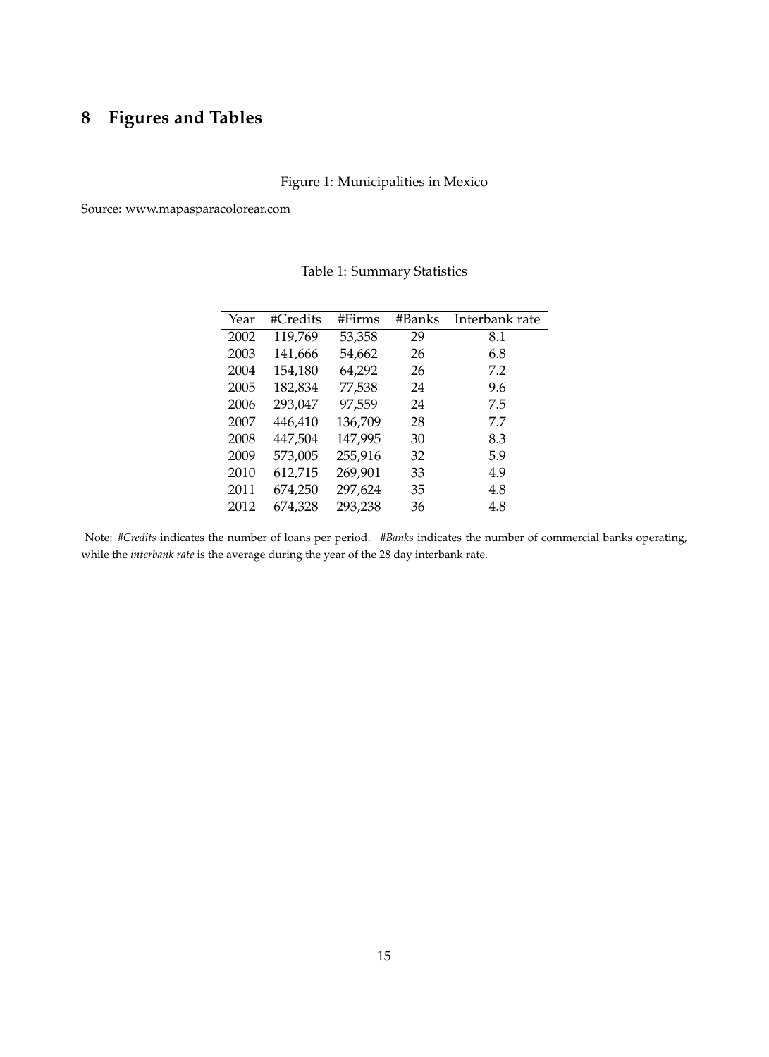# 8 Figures and Tables

Figure 1: Municipalities in Mexico

Source: www.mapasparacolorear.com

Table 1: Summary Statistics

| Year | #Credits | #Firms | #Banks | Interbank rate |
|---|---|---|---|---|
| 2002 | 119,769 | 53,358 | 29 | 8.1 |
| 2003 | 141,666 | 54,662 | 26 | 6.8 |
| 2004 | 154,180 | 64,292 | 26 | 7.2 |
| 2005 | 182,834 | 77,538 | 24 | 9.6 |
| 2006 | 293,047 | 97,559 | 24 | 7.5 |
| 2007 | 446,410 | 136,709 | 28 | 7.7 |
| 2008 | 447,504 | 147,995 | 30 | 8.3 |
| 2009 | 573,005 | 255,916 | 32 | 5.9 |
| 2010 | 612,715 | 269,901 | 33 | 4.9 |
| 2011 | 674,250 | 297,624 | 35 | 4.8 |
| 2012 | 674,328 | 293,238 | 36 | 4.8 |

Note: *#Credits* indicates the number of loans per period. *#Banks* indicates the number of commercial banks operating, while the *interbank rate* is the average during the year of the 28 day interbank rate.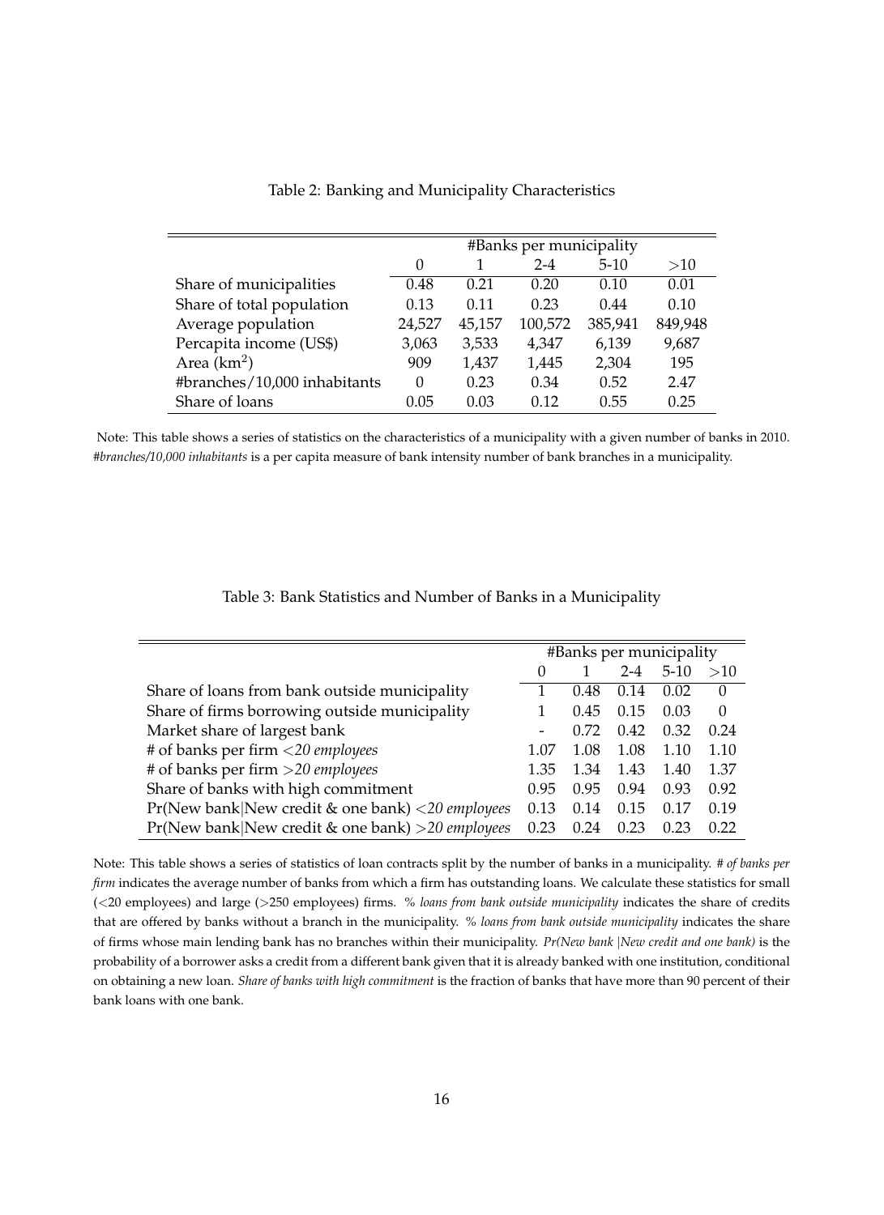Table 2: Banking and Municipality Characteristics

| | #Banks per municipality | | | | |
|---|---|---|---|---|---|
| | 0 | 1 | 2-4 | 5-10 | >10 |
| Share of municipalities | 0.48 | 0.21 | 0.20 | 0.10 | 0.01 |
| Share of total population | 0.13 | 0.11 | 0.23 | 0.44 | 0.10 |
| Average population | 24,527 | 45,157 | 100,572 | 385,941 | 849,948 |
| Percapita income (US$) | 3,063 | 3,533 | 4,347 | 6,139 | 9,687 |
| Area (km$^2$) | 909 | 1,437 | 1,445 | 2,304 | 195 |
| #branches/10,000 inhabitants | 0 | 0.23 | 0.34 | 0.52 | 2.47 |
| Share of loans | 0.05 | 0.03 | 0.12 | 0.55 | 0.25 |

Note: This table shows a series of statistics on the characteristics of a municipality with a given number of banks in 2010. *#branches/10,000 inhabitants* is a per capita measure of bank intensity number of bank branches in a municipality.

Table 3: Bank Statistics and Number of Banks in a Municipality

| | #Banks per municipality | | | | |
|---|---|---|---|---|---|
| | 0 | 1 | 2-4 | 5-10 | >10 |
| Share of loans from bank outside municipality | 1 | 0.48 | 0.14 | 0.02 | 0 |
| Share of firms borrowing outside municipality | 1 | 0.45 | 0.15 | 0.03 | 0 |
| Market share of largest bank | - | 0.72 | 0.42 | 0.32 | 0.24 |
| # of banks per firm *<20 employees* | 1.07 | 1.08 | 1.08 | 1.10 | 1.10 |
| # of banks per firm *>20 employees* | 1.35 | 1.34 | 1.43 | 1.40 | 1.37 |
| Share of banks with high commitment | 0.95 | 0.95 | 0.94 | 0.93 | 0.92 |
| Pr(New bank\|New credit & one bank) *<20 employees* | 0.13 | 0.14 | 0.15 | 0.17 | 0.19 |
| Pr(New bank\|New credit & one bank) *>20 employees* | 0.23 | 0.24 | 0.23 | 0.23 | 0.22 |

Note: This table shows a series of statistics of loan contracts split by the number of banks in a municipality. *# of banks per firm* indicates the average number of banks from which a firm has outstanding loans. We calculate these statistics for small (<20 employees) and large (>250 employees) firms. *% loans from bank outside municipality* indicates the share of credits that are offered by banks without a branch in the municipality. *% loans from bank outside municipality* indicates the share of firms whose main lending bank has no branches within their municipality. *Pr(New bank |New credit and one bank)* is the probability of a borrower asks a credit from a different bank given that it is already banked with one institution, conditional on obtaining a new loan. *Share of banks with high commitment* is the fraction of banks that have more than 90 percent of their bank loans with one bank.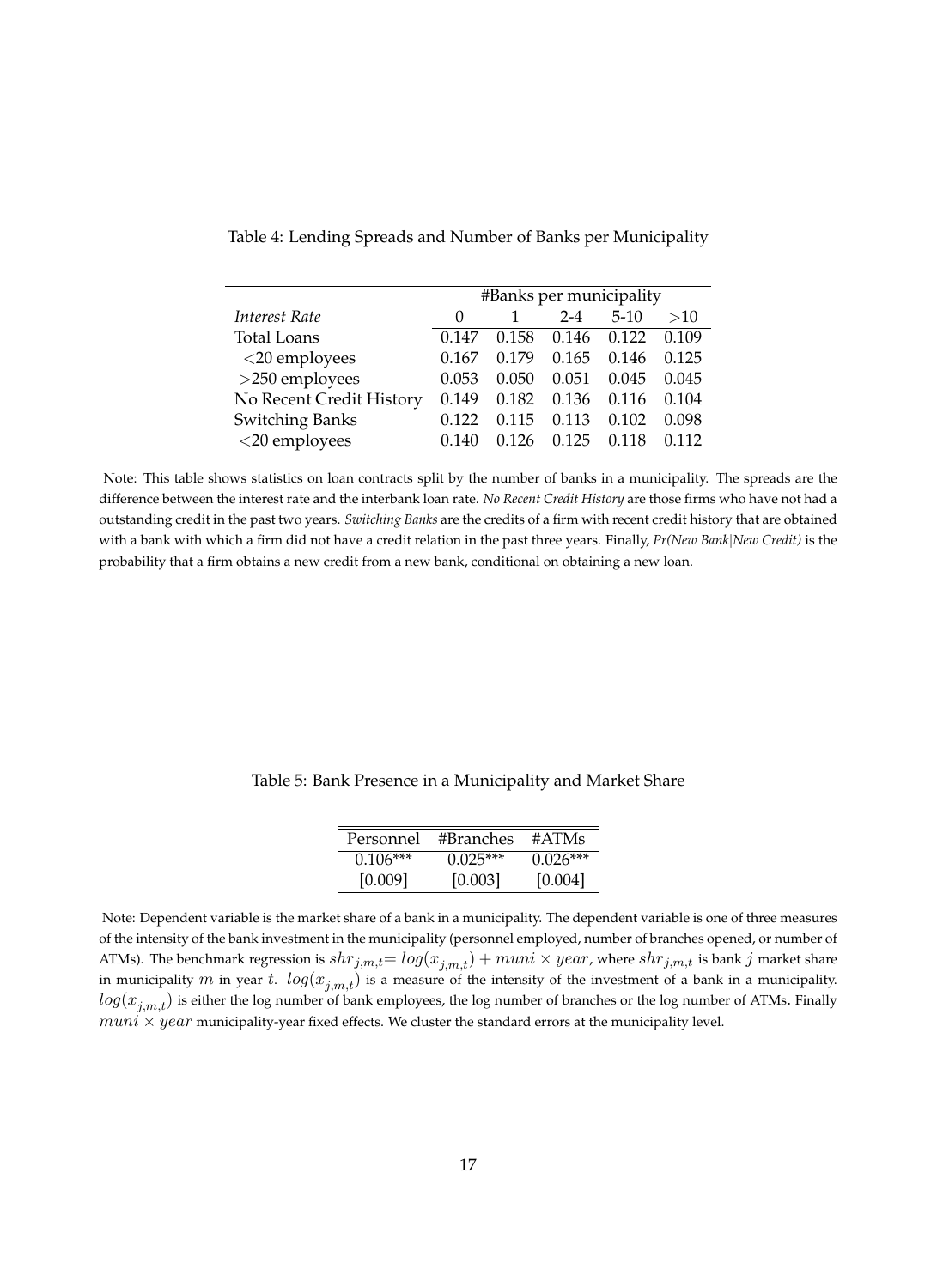Table 4: Lending Spreads and Number of Banks per Municipality

| | #Banks per municipality | | | | |
|---|---|---|---|---|---|
| *Interest Rate* | 0 | 1 | 2-4 | 5-10 | >10 |
| Total Loans | 0.147 | 0.158 | 0.146 | 0.122 | 0.109 |
| <20 employees | 0.167 | 0.179 | 0.165 | 0.146 | 0.125 |
| >250 employees | 0.053 | 0.050 | 0.051 | 0.045 | 0.045 |
| No Recent Credit History | 0.149 | 0.182 | 0.136 | 0.116 | 0.104 |
| Switching Banks | 0.122 | 0.115 | 0.113 | 0.102 | 0.098 |
| <20 employees | 0.140 | 0.126 | 0.125 | 0.118 | 0.112 |

Note: This table shows statistics on loan contracts split by the number of banks in a municipality. The spreads are the difference between the interest rate and the interbank loan rate. *No Recent Credit History* are those firms who have not had a outstanding credit in the past two years. *Switching Banks* are the credits of a firm with recent credit history that are obtained with a bank with which a firm did not have a credit relation in the past three years. Finally, *Pr(New Bank|New Credit)* is the probability that a firm obtains a new credit from a new bank, conditional on obtaining a new loan.

Table 5: Bank Presence in a Municipality and Market Share

| Personnel | #Branches | #ATMs |
|---|---|---|
| 0.106*** | 0.025*** | 0.026*** |
| [0.009] | [0.003] | [0.004] |

Note: Dependent variable is the market share of a bank in a municipality. The dependent variable is one of three measures of the intensity of the bank investment in the municipality (personnel employed, number of branches opened, or number of ATMs). The benchmark regression is $shr_{j,m,t}= log(x_{j,m,t}) + muni \times year$, where $shr_{j,m,t}$ is bank $j$ market share in municipality $m$ in year $t$. $log(x_{j,m,t})$ is a measure of the intensity of the investment of a bank in a municipality. $log(x_{j,m,t})$ is either the log number of bank employees, the log number of branches or the log number of ATMs. Finally $muni \times year$ municipality-year fixed effects. We cluster the standard errors at the municipality level.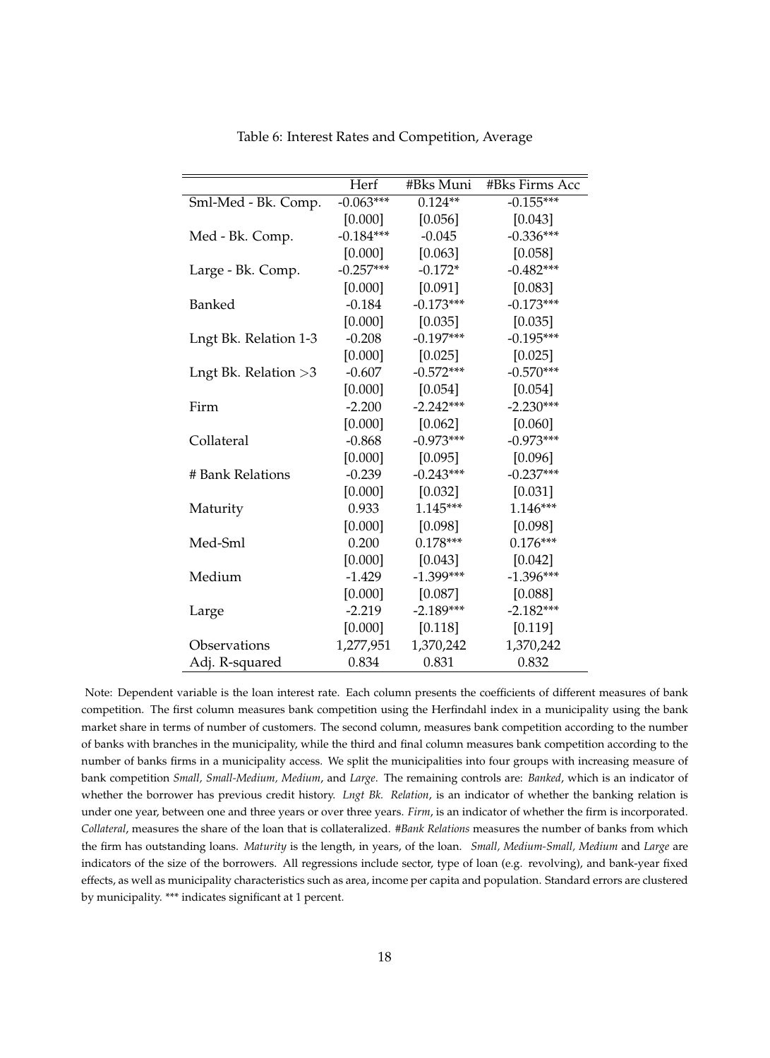Table 6: Interest Rates and Competition, Average

| | Herf | #Bks Muni | #Bks Firms Acc |
|---|---|---|---|
| Sml-Med - Bk. Comp. | -0.063*** | 0.124** | -0.155*** |
| | [0.000] | [0.056] | [0.043] |
| Med - Bk. Comp. | -0.184*** | -0.045 | -0.336*** |
| | [0.000] | [0.063] | [0.058] |
| Large - Bk. Comp. | -0.257*** | -0.172* | -0.482*** |
| | [0.000] | [0.091] | [0.083] |
| Banked | -0.184 | -0.173*** | -0.173*** |
| | [0.000] | [0.035] | [0.035] |
| Lngt Bk. Relation 1-3 | -0.208 | -0.197*** | -0.195*** |
| | [0.000] | [0.025] | [0.025] |
| Lngt Bk. Relation >3 | -0.607 | -0.572*** | -0.570*** |
| | [0.000] | [0.054] | [0.054] |
| Firm | -2.200 | -2.242*** | -2.230*** |
| | [0.000] | [0.062] | [0.060] |
| Collateral | -0.868 | -0.973*** | -0.973*** |
| | [0.000] | [0.095] | [0.096] |
| # Bank Relations | -0.239 | -0.243*** | -0.237*** |
| | [0.000] | [0.032] | [0.031] |
| Maturity | 0.933 | 1.145*** | 1.146*** |
| | [0.000] | [0.098] | [0.098] |
| Med-Sml | 0.200 | 0.178*** | 0.176*** |
| | [0.000] | [0.043] | [0.042] |
| Medium | -1.429 | -1.399*** | -1.396*** |
| | [0.000] | [0.087] | [0.088] |
| Large | -2.219 | -2.189*** | -2.182*** |
| | [0.000] | [0.118] | [0.119] |
| Observations | 1,277,951 | 1,370,242 | 1,370,242 |
| Adj. R-squared | 0.834 | 0.831 | 0.832 |

Note: Dependent variable is the loan interest rate. Each column presents the coefficients of different measures of bank competition. The first column measures bank competition using the Herfindahl index in a municipality using the bank market share in terms of number of customers. The second column, measures bank competition according to the number of banks with branches in the municipality, while the third and final column measures bank competition according to the number of banks firms in a municipality access. We split the municipalities into four groups with increasing measure of bank competition *Small, Small-Medium, Medium*, and *Large*. The remaining controls are: *Banked*, which is an indicator of whether the borrower has previous credit history. *Lngt Bk. Relation*, is an indicator of whether the banking relation is under one year, between one and three years or over three years. *Firm*, is an indicator of whether the firm is incorporated. *Collateral*, measures the share of the loan that is collateralized. *#Bank Relations* measures the number of banks from which the firm has outstanding loans. *Maturity* is the length, in years, of the loan. *Small, Medium-Small, Medium* and *Large* are indicators of the size of the borrowers. All regressions include sector, type of loan (e.g. revolving), and bank-year fixed effects, as well as municipality characteristics such as area, income per capita and population. Standard errors are clustered by municipality. *** indicates significant at 1 percent.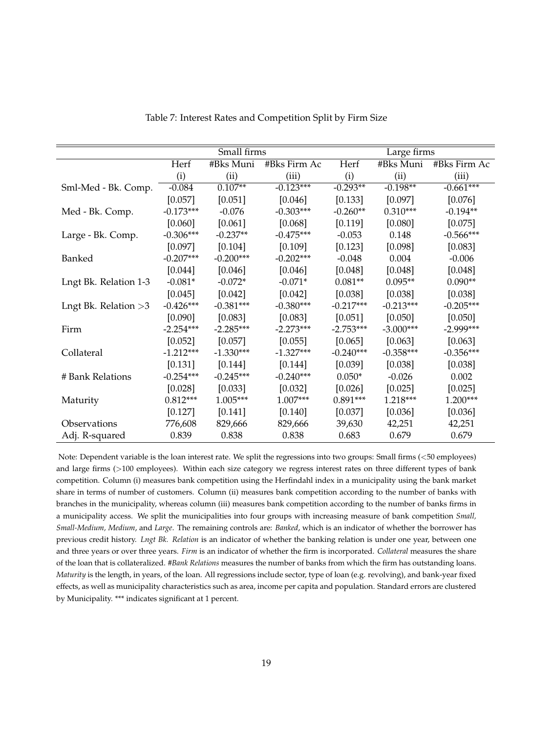Table 7: Interest Rates and Competition Split by Firm Size

| | Small firms | | | Large firms | | |
|---|---|---|---|---|---|---|
| | Herf | #Bks Muni | #Bks Firm Ac | Herf | #Bks Muni | #Bks Firm Ac |
| | (i) | (ii) | (iii) | (i) | (ii) | (iii) |
| Sml-Med - Bk. Comp. | -0.084 | 0.107** | -0.123*** | -0.293** | -0.198** | -0.661*** |
| | [0.057] | [0.051] | [0.046] | [0.133] | [0.097] | [0.076] |
| Med - Bk. Comp. | -0.173*** | -0.076 | -0.303*** | -0.260** | 0.310*** | -0.194** |
| | [0.060] | [0.061] | [0.068] | [0.119] | [0.080] | [0.075] |
| Large - Bk. Comp. | -0.306*** | -0.237** | -0.475*** | -0.053 | 0.148 | -0.566*** |
| | [0.097] | [0.104] | [0.109] | [0.123] | [0.098] | [0.083] |
| Banked | -0.207*** | -0.200*** | -0.202*** | -0.048 | 0.004 | -0.006 |
| | [0.044] | [0.046] | [0.046] | [0.048] | [0.048] | [0.048] |
| Lngt Bk. Relation 1-3 | -0.081* | -0.072* | -0.071* | 0.081** | 0.095** | 0.090** |
| | [0.045] | [0.042] | [0.042] | [0.038] | [0.038] | [0.038] |
| Lngt Bk. Relation >3 | -0.426*** | -0.381*** | -0.380*** | -0.217*** | -0.213*** | -0.205*** |
| | [0.090] | [0.083] | [0.083] | [0.051] | [0.050] | [0.050] |
| Firm | -2.254*** | -2.285*** | -2.273*** | -2.753*** | -3.000*** | -2.999*** |
| | [0.052] | [0.057] | [0.055] | [0.065] | [0.063] | [0.063] |
| Collateral | -1.212*** | -1.330*** | -1.327*** | -0.240*** | -0.358*** | -0.356*** |
| | [0.131] | [0.144] | [0.144] | [0.039] | [0.038] | [0.038] |
| # Bank Relations | -0.254*** | -0.245*** | -0.240*** | 0.050* | -0.026 | 0.002 |
| | [0.028] | [0.033] | [0.032] | [0.026] | [0.025] | [0.025] |
| Maturity | 0.812*** | 1.005*** | 1.007*** | 0.891*** | 1.218*** | 1.200*** |
| | [0.127] | [0.141] | [0.140] | [0.037] | [0.036] | [0.036] |
| Observations | 776,608 | 829,666 | 829,666 | 39,630 | 42,251 | 42,251 |
| Adj. R-squared | 0.839 | 0.838 | 0.838 | 0.683 | 0.679 | 0.679 |

Note: Dependent variable is the loan interest rate. We split the regressions into two groups: Small firms (<50 employees) and large firms (>100 employees). Within each size category we regress interest rates on three different types of bank competition. Column (i) measures bank competition using the Herfindahl index in a municipality using the bank market share in terms of number of customers. Column (ii) measures bank competition according to the number of banks with branches in the municipality, whereas column (iii) measures bank competition according to the number of banks firms in a municipality access. We split the municipalities into four groups with increasing measure of bank competition *Small, Small-Medium, Medium*, and *Large*. The remaining controls are: *Banked*, which is an indicator of whether the borrower has previous credit history. *Lngt Bk. Relation* is an indicator of whether the banking relation is under one year, between one and three years or over three years. *Firm* is an indicator of whether the firm is incorporated. *Collateral* measures the share of the loan that is collateralized. *#Bank Relations* measures the number of banks from which the firm has outstanding loans. *Maturity* is the length, in years, of the loan. All regressions include sector, type of loan (e.g. revolving), and bank-year fixed effects, as well as municipality characteristics such as area, income per capita and population. Standard errors are clustered by Municipality. *** indicates significant at 1 percent.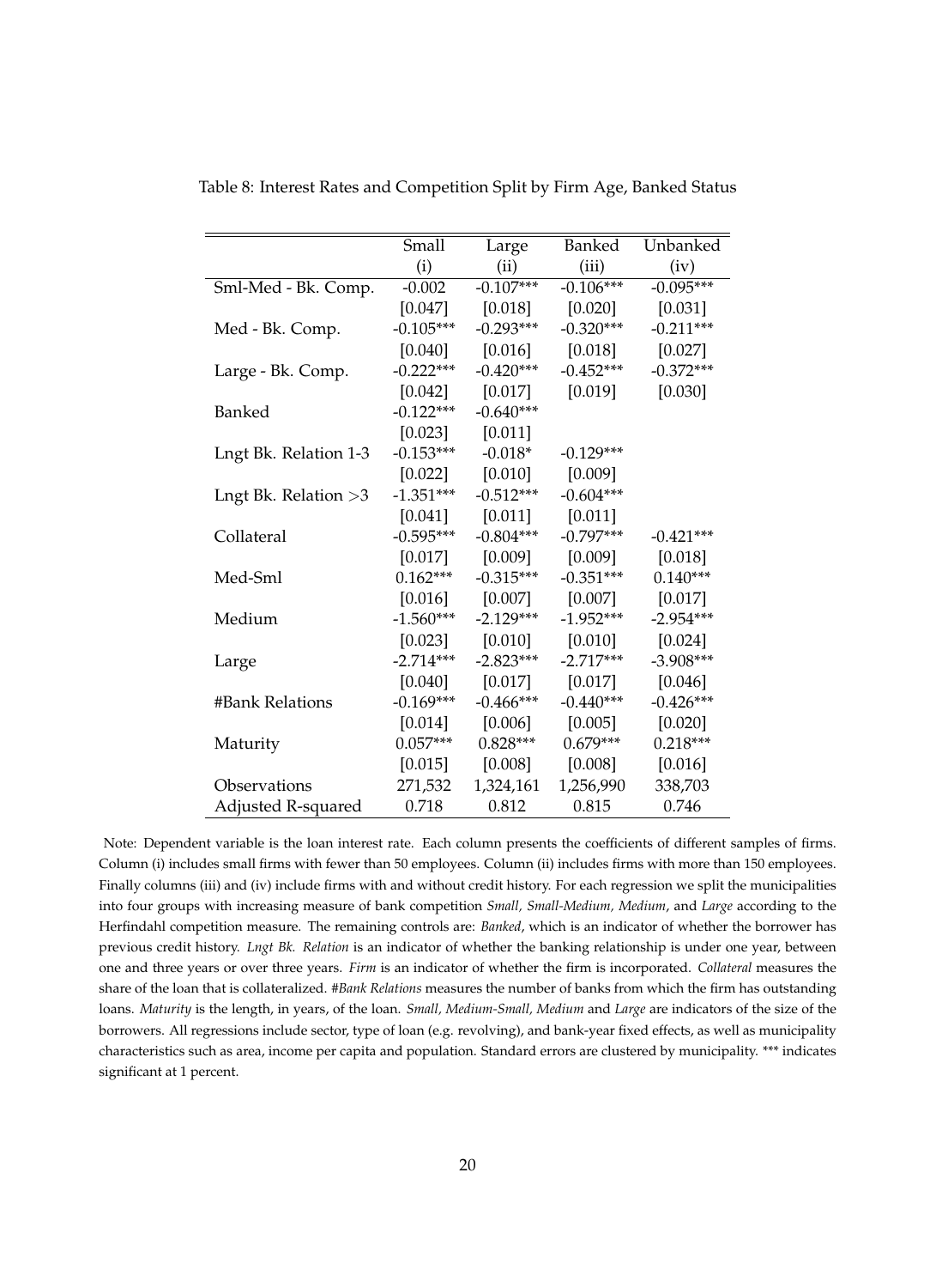Table 8: Interest Rates and Competition Split by Firm Age, Banked Status

| | Small | Large | Banked | Unbanked |
|---|---|---|---|---|
| | (i) | (ii) | (iii) | (iv) |
| Sml-Med - Bk. Comp. | -0.002 | -0.107*** | -0.106*** | -0.095*** |
| | [0.047] | [0.018] | [0.020] | [0.031] |
| Med - Bk. Comp. | -0.105*** | -0.293*** | -0.320*** | -0.211*** |
| | [0.040] | [0.016] | [0.018] | [0.027] |
| Large - Bk. Comp. | -0.222*** | -0.420*** | -0.452*** | -0.372*** |
| | [0.042] | [0.017] | [0.019] | [0.030] |
| Banked | -0.122*** | -0.640*** | | |
| | [0.023] | [0.011] | | |
| Lngt Bk. Relation 1-3 | -0.153*** | -0.018* | -0.129*** | |
| | [0.022] | [0.010] | [0.009] | |
| Lngt Bk. Relation >3 | -1.351*** | -0.512*** | -0.604*** | |
| | [0.041] | [0.011] | [0.011] | |
| Collateral | -0.595*** | -0.804*** | -0.797*** | -0.421*** |
| | [0.017] | [0.009] | [0.009] | [0.018] |
| Med-Sml | 0.162*** | -0.315*** | -0.351*** | 0.140*** |
| | [0.016] | [0.007] | [0.007] | [0.017] |
| Medium | -1.560*** | -2.129*** | -1.952*** | -2.954*** |
| | [0.023] | [0.010] | [0.010] | [0.024] |
| Large | -2.714*** | -2.823*** | -2.717*** | -3.908*** |
| | [0.040] | [0.017] | [0.017] | [0.046] |
| #Bank Relations | -0.169*** | -0.466*** | -0.440*** | -0.426*** |
| | [0.014] | [0.006] | [0.005] | [0.020] |
| Maturity | 0.057*** | 0.828*** | 0.679*** | 0.218*** |
| | [0.015] | [0.008] | [0.008] | [0.016] |
| Observations | 271,532 | 1,324,161 | 1,256,990 | 338,703 |
| Adjusted R-squared | 0.718 | 0.812 | 0.815 | 0.746 |

Note: Dependent variable is the loan interest rate. Each column presents the coefficients of different samples of firms. Column (i) includes small firms with fewer than 50 employees. Column (ii) includes firms with more than 150 employees. Finally columns (iii) and (iv) include firms with and without credit history. For each regression we split the municipalities into four groups with increasing measure of bank competition *Small, Small-Medium, Medium*, and *Large* according to the Herfindahl competition measure. The remaining controls are: *Banked*, which is an indicator of whether the borrower has previous credit history. *Lngt Bk. Relation* is an indicator of whether the banking relationship is under one year, between one and three years or over three years. *Firm* is an indicator of whether the firm is incorporated. *Collateral* measures the share of the loan that is collateralized. *#Bank Relations* measures the number of banks from which the firm has outstanding loans. *Maturity* is the length, in years, of the loan. *Small, Medium-Small, Medium* and *Large* are indicators of the size of the borrowers. All regressions include sector, type of loan (e.g. revolving), and bank-year fixed effects, as well as municipality characteristics such as area, income per capita and population. Standard errors are clustered by municipality. *** indicates significant at 1 percent.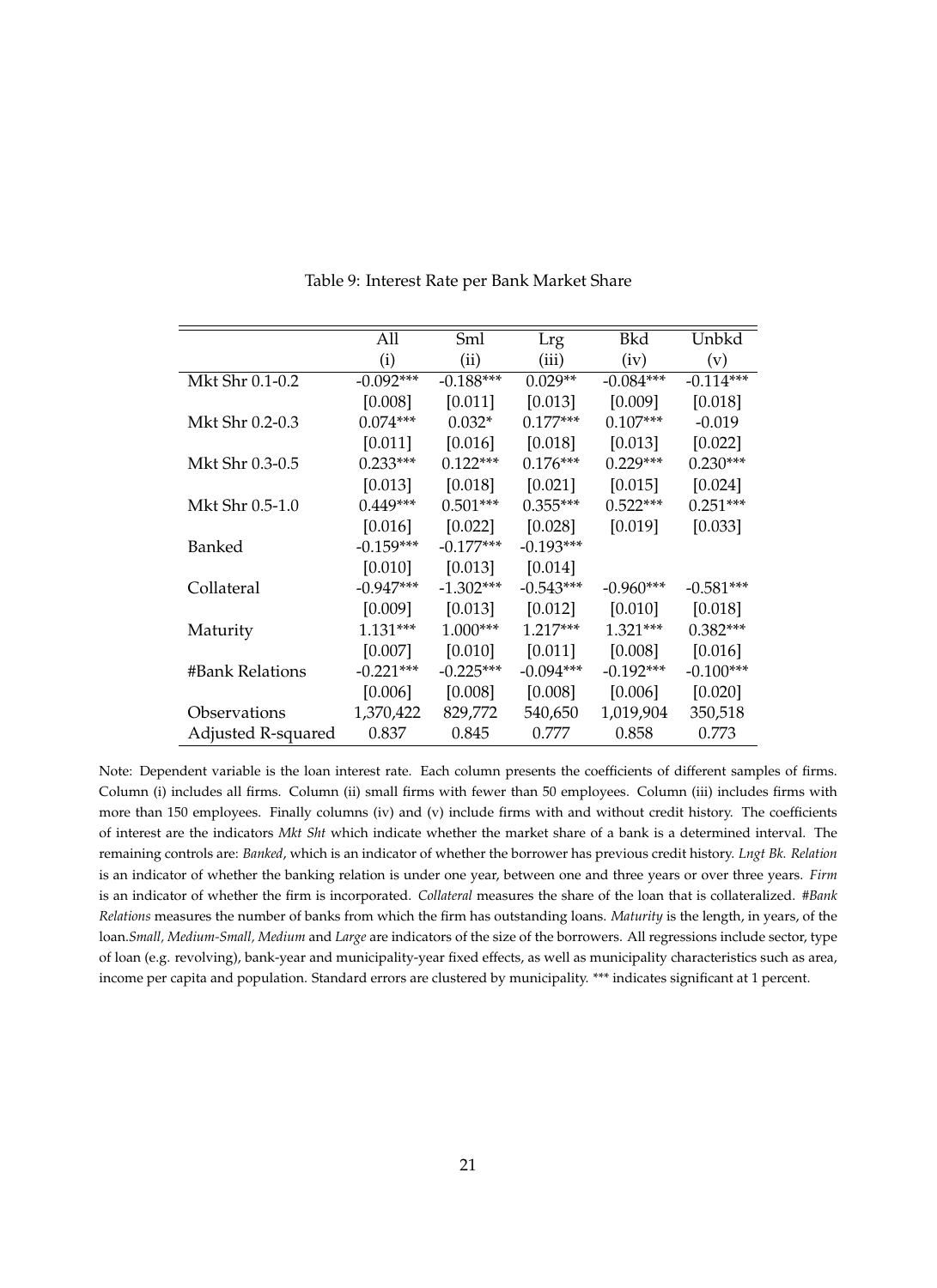Table 9: Interest Rate per Bank Market Share

| | All | Sml | Lrg | Bkd | Unbkd |
|---|---|---|---|---|---|
| | (i) | (ii) | (iii) | (iv) | (v) |
| Mkt Shr 0.1-0.2 | -0.092*** | -0.188*** | 0.029** | -0.084*** | -0.114*** |
| | [0.008] | [0.011] | [0.013] | [0.009] | [0.018] |
| Mkt Shr 0.2-0.3 | 0.074*** | 0.032* | 0.177*** | 0.107*** | -0.019 |
| | [0.011] | [0.016] | [0.018] | [0.013] | [0.022] |
| Mkt Shr 0.3-0.5 | 0.233*** | 0.122*** | 0.176*** | 0.229*** | 0.230*** |
| | [0.013] | [0.018] | [0.021] | [0.015] | [0.024] |
| Mkt Shr 0.5-1.0 | 0.449*** | 0.501*** | 0.355*** | 0.522*** | 0.251*** |
| | [0.016] | [0.022] | [0.028] | [0.019] | [0.033] |
| Banked | -0.159*** | -0.177*** | -0.193*** | | |
| | [0.010] | [0.013] | [0.014] | | |
| Collateral | -0.947*** | -1.302*** | -0.543*** | -0.960*** | -0.581*** |
| | [0.009] | [0.013] | [0.012] | [0.010] | [0.018] |
| Maturity | 1.131*** | 1.000*** | 1.217*** | 1.321*** | 0.382*** |
| | [0.007] | [0.010] | [0.011] | [0.008] | [0.016] |
| #Bank Relations | -0.221*** | -0.225*** | -0.094*** | -0.192*** | -0.100*** |
| | [0.006] | [0.008] | [0.008] | [0.006] | [0.020] |
| Observations | 1,370,422 | 829,772 | 540,650 | 1,019,904 | 350,518 |
| Adjusted R-squared | 0.837 | 0.845 | 0.777 | 0.858 | 0.773 |

Note: Dependent variable is the loan interest rate. Each column presents the coefficients of different samples of firms. Column (i) includes all firms. Column (ii) small firms with fewer than 50 employees. Column (iii) includes firms with more than 150 employees. Finally columns (iv) and (v) include firms with and without credit history. The coefficients of interest are the indicators *Mkt Sht* which indicate whether the market share of a bank is a determined interval. The remaining controls are: *Banked*, which is an indicator of whether the borrower has previous credit history. *Lngt Bk. Relation* is an indicator of whether the banking relation is under one year, between one and three years or over three years. *Firm* is an indicator of whether the firm is incorporated. *Collateral* measures the share of the loan that is collateralized. *#Bank Relations* measures the number of banks from which the firm has outstanding loans. *Maturity* is the length, in years, of the loan.*Small, Medium-Small*, *Medium* and *Large* are indicators of the size of the borrowers. All regressions include sector, type of loan (e.g. revolving), bank-year and municipality-year fixed effects, as well as municipality characteristics such as area, income per capita and population. Standard errors are clustered by municipality. *** indicates significant at 1 percent.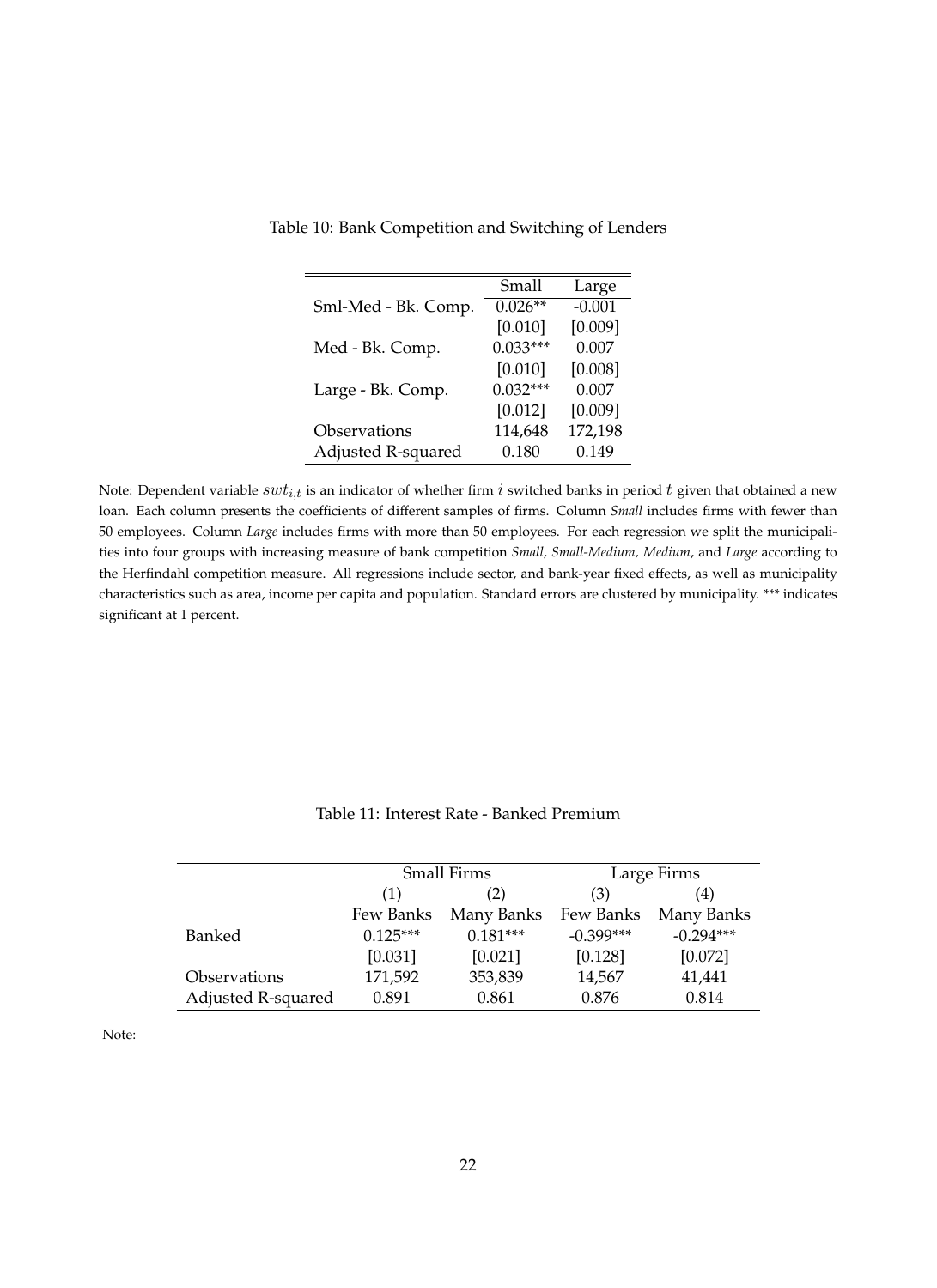Table 10: Bank Competition and Switching of Lenders

| | Small | Large |
|---|---|---|
| Sml-Med - Bk. Comp. | 0.026** | -0.001 |
| | [0.010] | [0.009] |
| Med - Bk. Comp. | 0.033*** | 0.007 |
| | [0.010] | [0.008] |
| Large - Bk. Comp. | 0.032*** | 0.007 |
| | [0.012] | [0.009] |
| Observations | 114,648 | 172,198 |
| Adjusted R-squared | 0.180 | 0.149 |

Note: Dependent variable $swt_{i,t}$ is an indicator of whether firm $i$ switched banks in period $t$ given that obtained a new loan. Each column presents the coefficients of different samples of firms. Column *Small* includes firms with fewer than 50 employees. Column *Large* includes firms with more than 50 employees. For each regression we split the municipalities into four groups with increasing measure of bank competition *Small, Small-Medium, Medium*, and *Large* according to the Herfindahl competition measure. All regressions include sector, and bank-year fixed effects, as well as municipality characteristics such as area, income per capita and population. Standard errors are clustered by municipality. *** indicates significant at 1 percent.

Table 11: Interest Rate - Banked Premium

| | Small Firms | | Large Firms | |
|---|---|---|---|---|
| | (1) | (2) | (3) | (4) |
| | Few Banks | Many Banks | Few Banks | Many Banks |
| Banked | 0.125*** | 0.181*** | -0.399*** | -0.294*** |
| | [0.031] | [0.021] | [0.128] | [0.072] |
| Observations | 171,592 | 353,839 | 14,567 | 41,441 |
| Adjusted R-squared | 0.891 | 0.861 | 0.876 | 0.814 |

Note: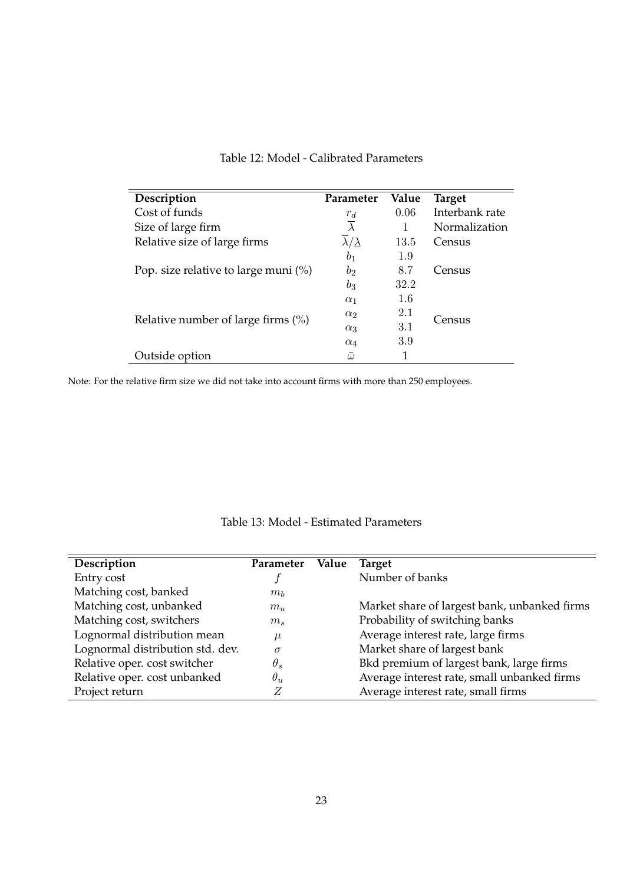Table 12: Model - Calibrated Parameters

| Description | Parameter | Value | Target |
| --- | --- | --- | --- |
| Cost of funds | $r_d$ | $0.06$ | Interbank rate |
| Size of large firm | $\overline{\lambda}$ | $1$ | Normalization |
| Relative size of large firms | $\overline{\lambda}/\underline{\lambda}$ | $13.5$ | Census |
| | $b_1$ | $1.9$ | |
| Pop. size relative to large muni (%) | $b_2$ | $8.7$ | Census |
| | $b_3$ | $32.2$ | |
| | $\alpha_1$ | $1.6$ | |
| Relative number of large firms (%) | $\alpha_2$ | $2.1$ | Census |
| | $\alpha_3$ | $3.1$ | |
| | $\alpha_4$ | $3.9$ | |
| Outside option | $\bar{\omega}$ | $1$ | |

Note: For the relative firm size we did not take into account firms with more than 250 employees.

Table 13: Model - Estimated Parameters

| Description | Parameter | Value | Target |
| --- | --- | --- | --- |
| Entry cost | $f$ | | Number of banks |
| Matching cost, banked | $m_b$ | | |
| Matching cost, unbanked | $m_u$ | | Market share of largest bank, unbanked firms |
| Matching cost, switchers | $m_s$ | | Probability of switching banks |
| Lognormal distribution mean | $\mu$ | | Average interest rate, large firms |
| Lognormal distribution std. dev. | $\sigma$ | | Market share of largest bank |
| Relative oper. cost switcher | $\theta_s$ | | Bkd premium of largest bank, large firms |
| Relative oper. cost unbanked | $\theta_u$ | | Average interest rate, small unbanked firms |
| Project return | $Z$ | | Average interest rate, small firms |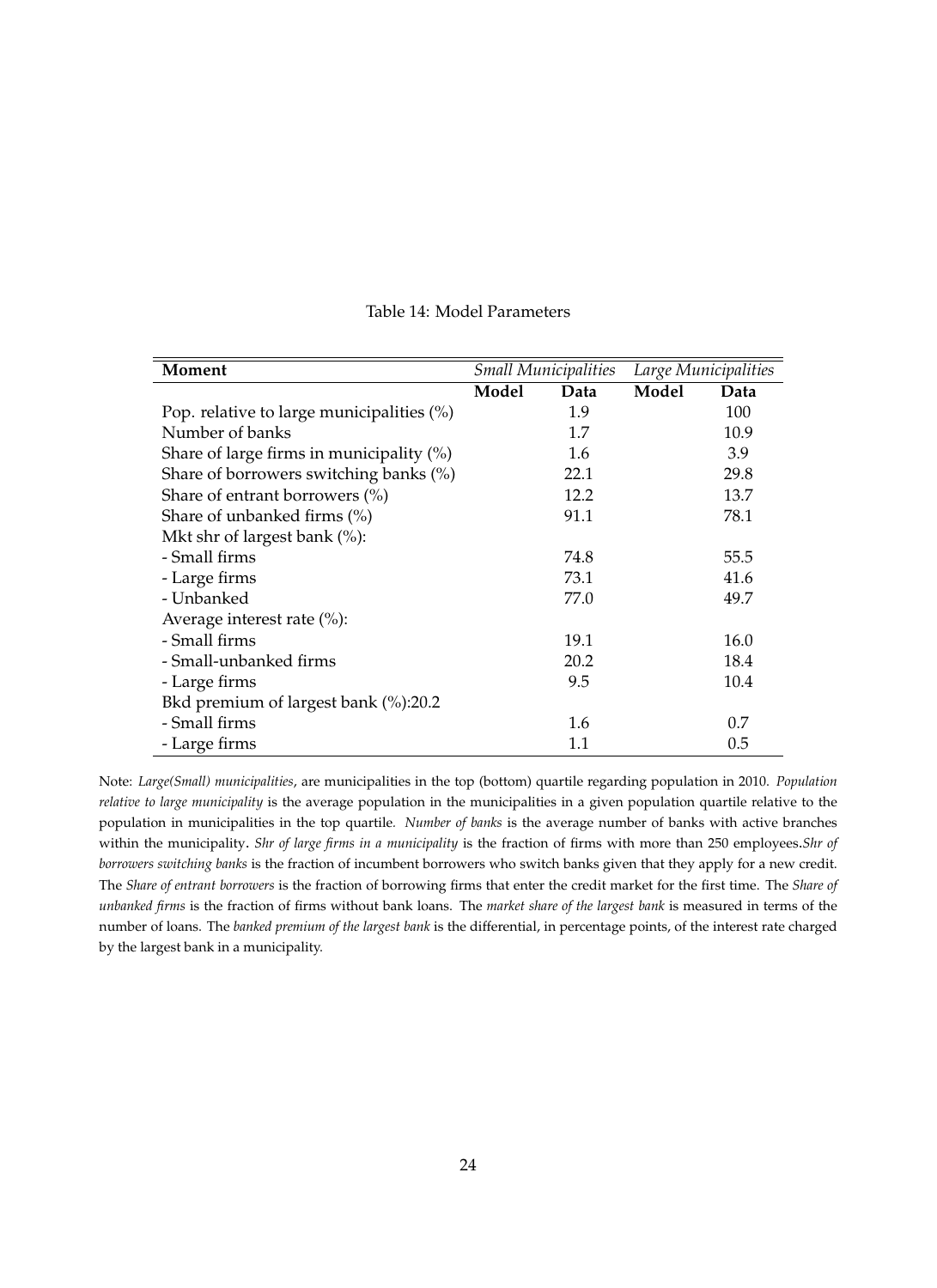Table 14: Model Parameters

| Moment | *Small Municipalities* | | *Large Municipalities* | |
|---|---|---|---|---|
| | **Model** | **Data** | **Model** | **Data** |
| Pop. relative to large municipalities (%) | | 1.9 | | 100 |
| Number of banks | | 1.7 | | 10.9 |
| Share of large firms in municipality (%) | | 1.6 | | 3.9 |
| Share of borrowers switching banks (%) | | 22.1 | | 29.8 |
| Share of entrant borrowers (%) | | 12.2 | | 13.7 |
| Share of unbanked firms (%) | | 91.1 | | 78.1 |
| Mkt shr of largest bank (%): | | | | |
| - Small firms | | 74.8 | | 55.5 |
| - Large firms | | 73.1 | | 41.6 |
| - Unbanked | | 77.0 | | 49.7 |
| Average interest rate (%): | | | | |
| - Small firms | | 19.1 | | 16.0 |
| - Small-unbanked firms | | 20.2 | | 18.4 |
| - Large firms | | 9.5 | | 10.4 |
| Bkd premium of largest bank (%):20.2 | | | | |
| - Small firms | | 1.6 | | 0.7 |
| - Large firms | | 1.1 | | 0.5 |

Note: *Large(Small) municipalities*, are municipalities in the top (bottom) quartile regarding population in 2010. *Population relative to large municipality* is the average population in the municipalities in a given population quartile relative to the population in municipalities in the top quartile. *Number of banks* is the average number of banks with active branches within the municipality. *Shr of large firms in a municipality* is the fraction of firms with more than 250 employees.*Shr of borrowers switching banks* is the fraction of incumbent borrowers who switch banks given that they apply for a new credit. The *Share of entrant borrowers* is the fraction of borrowing firms that enter the credit market for the first time. The *Share of unbanked firms* is the fraction of firms without bank loans. The *market share of the largest bank* is measured in terms of the number of loans. The *banked premium of the largest bank* is the differential, in percentage points, of the interest rate charged by the largest bank in a municipality.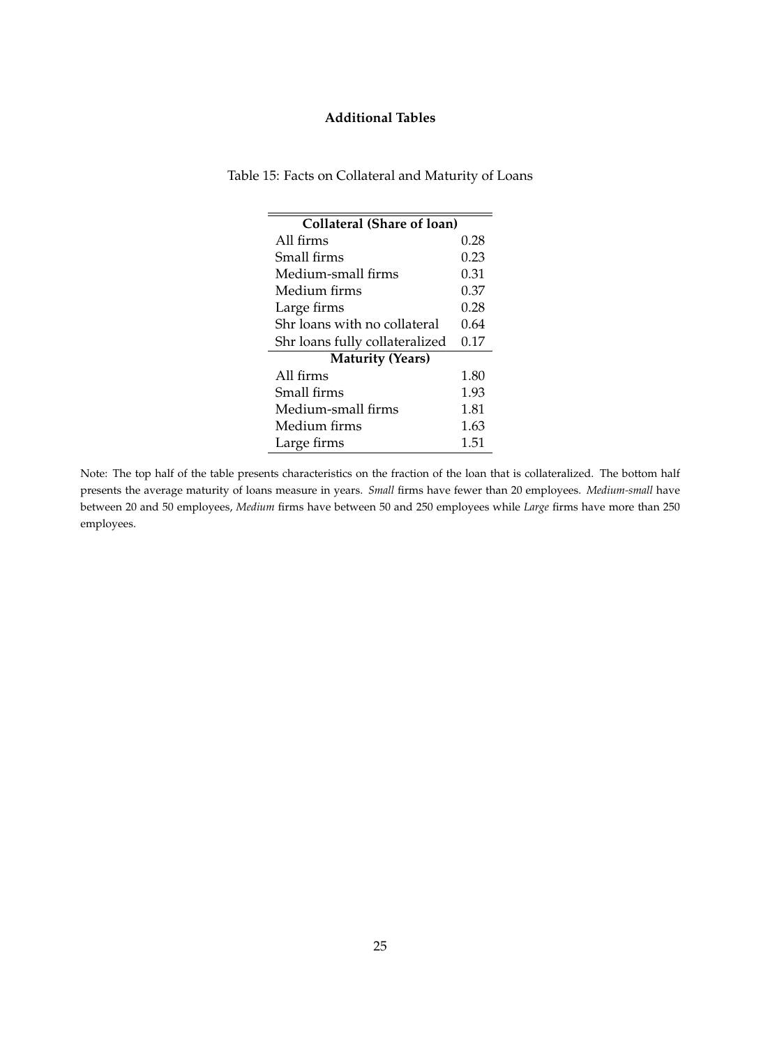## Additional Tables

Table 15: Facts on Collateral and Maturity of Loans

| **Collateral (Share of loan)** | |
|---|---|
| All firms | 0.28 |
| Small firms | 0.23 |
| Medium-small firms | 0.31 |
| Medium firms | 0.37 |
| Large firms | 0.28 |
| Shr loans with no collateral | 0.64 |
| Shr loans fully collateralized | 0.17 |
| **Maturity (Years)** | |
| All firms | 1.80 |
| Small firms | 1.93 |
| Medium-small firms | 1.81 |
| Medium firms | 1.63 |
| Large firms | 1.51 |

Note: The top half of the table presents characteristics on the fraction of the loan that is collateralized. The bottom half presents the average maturity of loans measure in years. *Small* firms have fewer than 20 employees. *Medium-small* have between 20 and 50 employees, *Medium* firms have between 50 and 250 employees while *Large* firms have more than 250 employees.